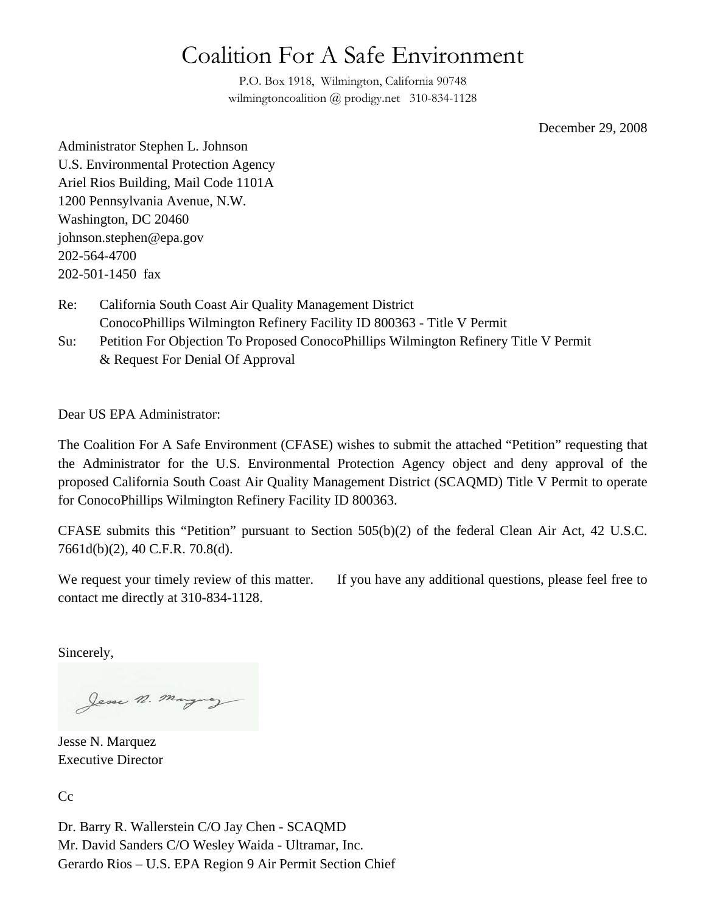# Coalition For A Safe Environment

P.O. Box 1918, Wilmington, California 90748
wilmingtoncoalition @ prodigy.net 310-834-1128

December 29, 2008

Administrator Stephen L. Johnson
U.S. Environmental Protection Agency
Ariel Rios Building, Mail Code 1101A
1200 Pennsylvania Avenue, N.W.
Washington, DC 20460
johnson.stephen@epa.gov
202-564-4700
202-501-1450 fax

Re: California South Coast Air Quality Management District
ConocoPhillips Wilmington Refinery Facility ID 800363 - Title V Permit

Su: Petition For Objection To Proposed ConocoPhillips Wilmington Refinery Title V Permit & Request For Denial Of Approval

Dear US EPA Administrator:

The Coalition For A Safe Environment (CFASE) wishes to submit the attached "Petition" requesting that the Administrator for the U.S. Environmental Protection Agency object and deny approval of the proposed California South Coast Air Quality Management District (SCAQMD) Title V Permit to operate for ConocoPhillips Wilmington Refinery Facility ID 800363.

CFASE submits this "Petition" pursuant to Section 505(b)(2) of the federal Clean Air Act, 42 U.S.C. 7661d(b)(2), 40 C.F.R. 70.8(d).

We request your timely review of this matter. If you have any additional questions, please feel free to contact me directly at 310-834-1128.

Sincerely,

Jesse N. Marquez
Executive Director

Cc

Dr. Barry R. Wallerstein C/O Jay Chen - SCAQMD
Mr. David Sanders C/O Wesley Waida - Ultramar, Inc.
Gerardo Rios – U.S. EPA Region 9 Air Permit Section Chief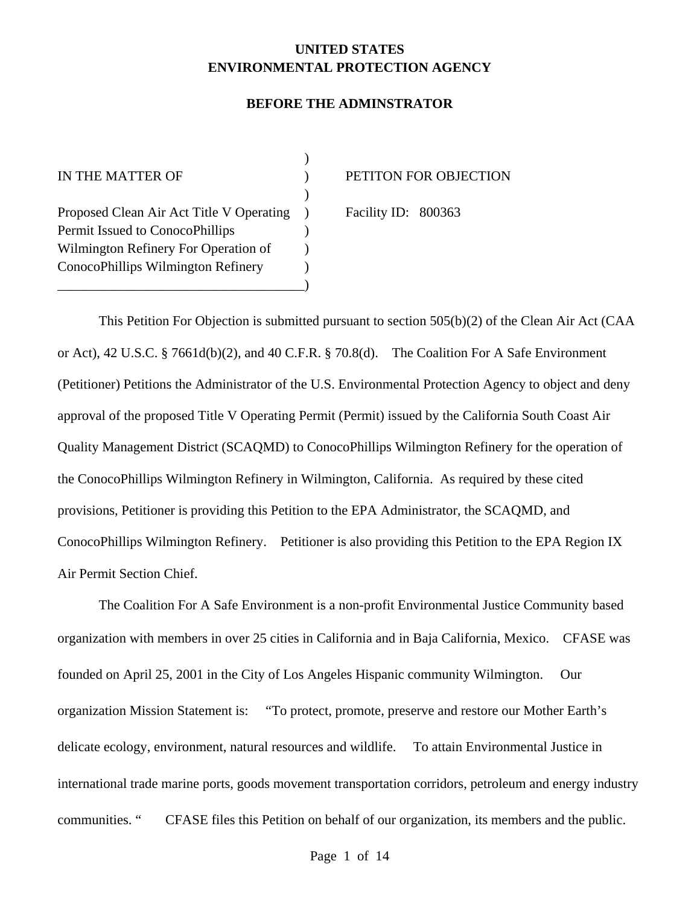**UNITED STATES**
**ENVIRONMENTAL PROTECTION AGENCY**

**BEFORE THE ADMINSTRATOR**

| | | |
|---|---|---|
| IN THE MATTER OF | ) | PETITON FOR OBJECTION |
| Proposed Clean Air Act Title V Operating Permit Issued to ConocoPhillips Wilmington Refinery For Operation of ConocoPhillips Wilmington Refinery | ) | Facility ID: 800363 |

This Petition For Objection is submitted pursuant to section 505(b)(2) of the Clean Air Act (CAA or Act), 42 U.S.C. § 7661d(b)(2), and 40 C.F.R. § 70.8(d). The Coalition For A Safe Environment (Petitioner) Petitions the Administrator of the U.S. Environmental Protection Agency to object and deny approval of the proposed Title V Operating Permit (Permit) issued by the California South Coast Air Quality Management District (SCAQMD) to ConocoPhillips Wilmington Refinery for the operation of the ConocoPhillips Wilmington Refinery in Wilmington, California. As required by these cited provisions, Petitioner is providing this Petition to the EPA Administrator, the SCAQMD, and ConocoPhillips Wilmington Refinery. Petitioner is also providing this Petition to the EPA Region IX Air Permit Section Chief.

The Coalition For A Safe Environment is a non-profit Environmental Justice Community based organization with members in over 25 cities in California and in Baja California, Mexico. CFASE was founded on April 25, 2001 in the City of Los Angeles Hispanic community Wilmington. Our organization Mission Statement is: "To protect, promote, preserve and restore our Mother Earth's delicate ecology, environment, natural resources and wildlife. To attain Environmental Justice in international trade marine ports, goods movement transportation corridors, petroleum and energy industry communities. " CFASE files this Petition on behalf of our organization, its members and the public.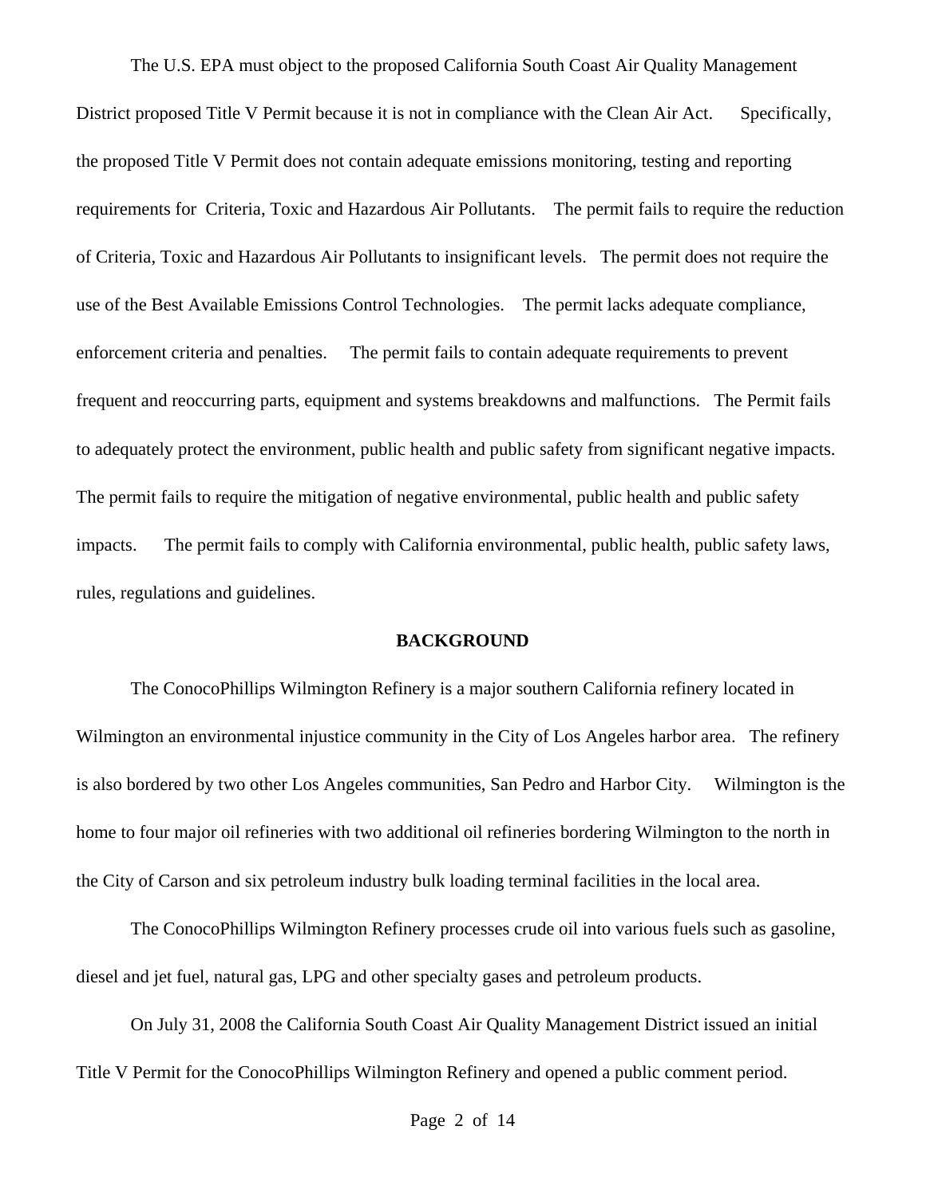The U.S. EPA must object to the proposed California South Coast Air Quality Management District proposed Title V Permit because it is not in compliance with the Clean Air Act. Specifically, the proposed Title V Permit does not contain adequate emissions monitoring, testing and reporting requirements for Criteria, Toxic and Hazardous Air Pollutants. The permit fails to require the reduction of Criteria, Toxic and Hazardous Air Pollutants to insignificant levels. The permit does not require the use of the Best Available Emissions Control Technologies. The permit lacks adequate compliance, enforcement criteria and penalties. The permit fails to contain adequate requirements to prevent frequent and reoccurring parts, equipment and systems breakdowns and malfunctions. The Permit fails to adequately protect the environment, public health and public safety from significant negative impacts. The permit fails to require the mitigation of negative environmental, public health and public safety impacts. The permit fails to comply with California environmental, public health, public safety laws, rules, regulations and guidelines.

## BACKGROUND

The ConocoPhillips Wilmington Refinery is a major southern California refinery located in Wilmington an environmental injustice community in the City of Los Angeles harbor area. The refinery is also bordered by two other Los Angeles communities, San Pedro and Harbor City. Wilmington is the home to four major oil refineries with two additional oil refineries bordering Wilmington to the north in the City of Carson and six petroleum industry bulk loading terminal facilities in the local area.

The ConocoPhillips Wilmington Refinery processes crude oil into various fuels such as gasoline, diesel and jet fuel, natural gas, LPG and other specialty gases and petroleum products.

On July 31, 2008 the California South Coast Air Quality Management District issued an initial Title V Permit for the ConocoPhillips Wilmington Refinery and opened a public comment period.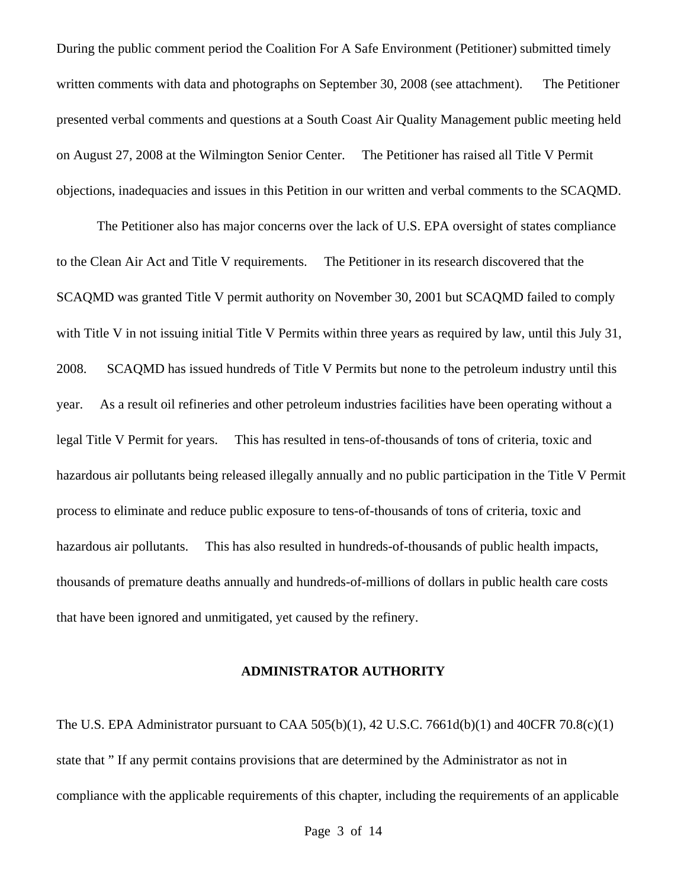During the public comment period the Coalition For A Safe Environment (Petitioner) submitted timely written comments with data and photographs on September 30, 2008 (see attachment). The Petitioner presented verbal comments and questions at a South Coast Air Quality Management public meeting held on August 27, 2008 at the Wilmington Senior Center. The Petitioner has raised all Title V Permit objections, inadequacies and issues in this Petition in our written and verbal comments to the SCAQMD.

The Petitioner also has major concerns over the lack of U.S. EPA oversight of states compliance to the Clean Air Act and Title V requirements. The Petitioner in its research discovered that the SCAQMD was granted Title V permit authority on November 30, 2001 but SCAQMD failed to comply with Title V in not issuing initial Title V Permits within three years as required by law, until this July 31, 2008. SCAQMD has issued hundreds of Title V Permits but none to the petroleum industry until this year. As a result oil refineries and other petroleum industries facilities have been operating without a legal Title V Permit for years. This has resulted in tens-of-thousands of tons of criteria, toxic and hazardous air pollutants being released illegally annually and no public participation in the Title V Permit process to eliminate and reduce public exposure to tens-of-thousands of tons of criteria, toxic and hazardous air pollutants. This has also resulted in hundreds-of-thousands of public health impacts, thousands of premature deaths annually and hundreds-of-millions of dollars in public health care costs that have been ignored and unmitigated, yet caused by the refinery.

## ADMINISTRATOR AUTHORITY

The U.S. EPA Administrator pursuant to CAA 505(b)(1), 42 U.S.C. 7661d(b)(1) and 40CFR 70.8(c)(1) state that " If any permit contains provisions that are determined by the Administrator as not in compliance with the applicable requirements of this chapter, including the requirements of an applicable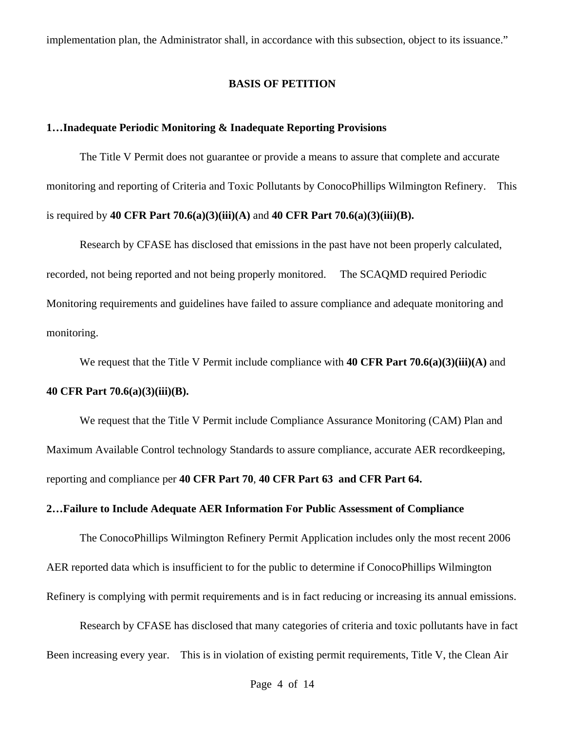implementation plan, the Administrator shall, in accordance with this subsection, object to its issuance."

## BASIS OF PETITION

**1…Inadequate Periodic Monitoring & Inadequate Reporting Provisions**

The Title V Permit does not guarantee or provide a means to assure that complete and accurate monitoring and reporting of Criteria and Toxic Pollutants by ConocoPhillips Wilmington Refinery. This is required by **40 CFR Part 70.6(a)(3)(iii)(A)** and **40 CFR Part 70.6(a)(3)(iii)(B).**

Research by CFASE has disclosed that emissions in the past have not been properly calculated, recorded, not being reported and not being properly monitored. The SCAQMD required Periodic Monitoring requirements and guidelines have failed to assure compliance and adequate monitoring and monitoring.

We request that the Title V Permit include compliance with **40 CFR Part 70.6(a)(3)(iii)(A)** and **40 CFR Part 70.6(a)(3)(iii)(B).**

We request that the Title V Permit include Compliance Assurance Monitoring (CAM) Plan and Maximum Available Control technology Standards to assure compliance, accurate AER recordkeeping, reporting and compliance per **40 CFR Part 70**, **40 CFR Part 63 and CFR Part 64.**

**2…Failure to Include Adequate AER Information For Public Assessment of Compliance**

The ConocoPhillips Wilmington Refinery Permit Application includes only the most recent 2006 AER reported data which is insufficient to for the public to determine if ConocoPhillips Wilmington Refinery is complying with permit requirements and is in fact reducing or increasing its annual emissions.

Research by CFASE has disclosed that many categories of criteria and toxic pollutants have in fact Been increasing every year. This is in violation of existing permit requirements, Title V, the Clean Air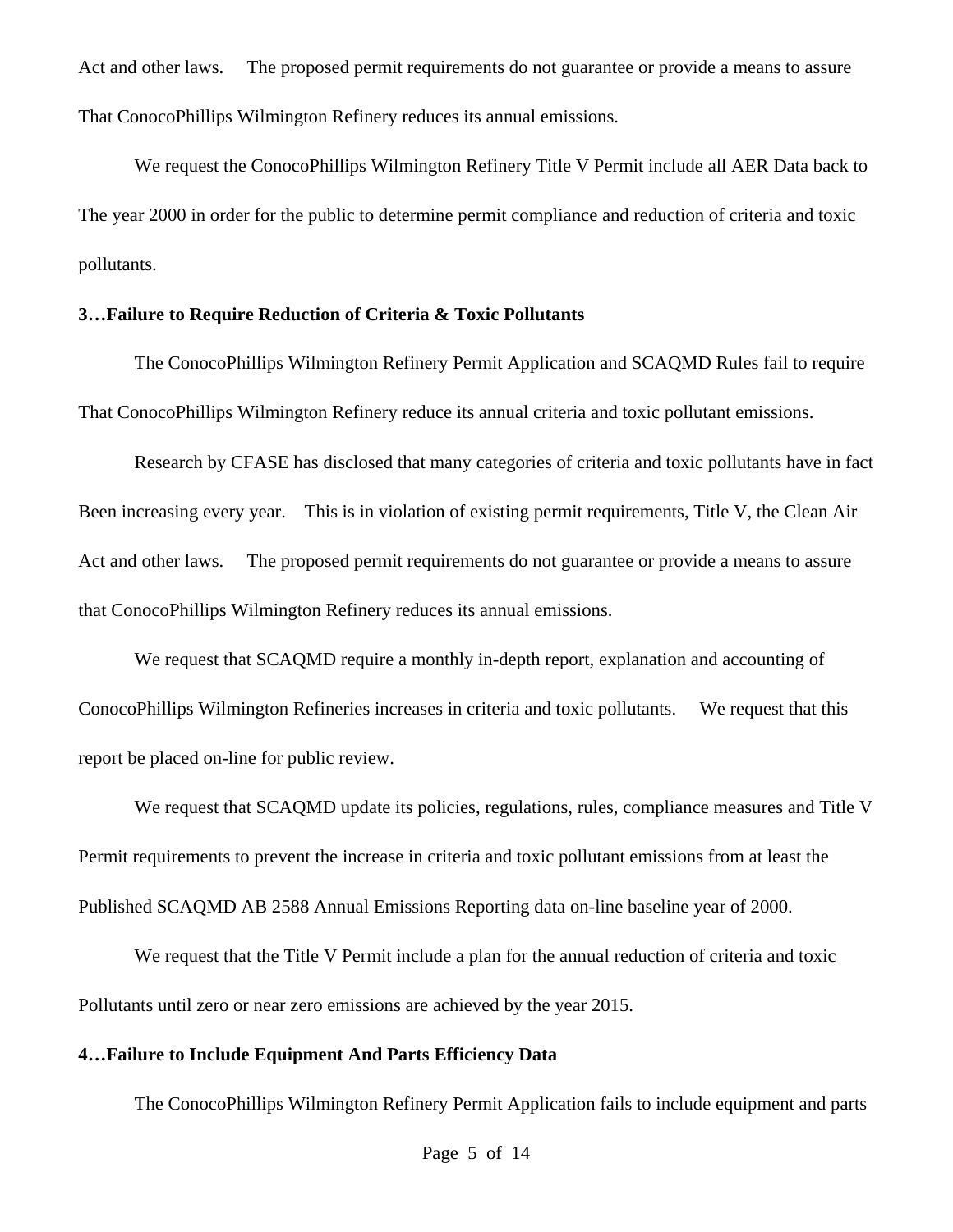Act and other laws. The proposed permit requirements do not guarantee or provide a means to assure That ConocoPhillips Wilmington Refinery reduces its annual emissions.

We request the ConocoPhillips Wilmington Refinery Title V Permit include all AER Data back to The year 2000 in order for the public to determine permit compliance and reduction of criteria and toxic pollutants.

**3…Failure to Require Reduction of Criteria & Toxic Pollutants**

The ConocoPhillips Wilmington Refinery Permit Application and SCAQMD Rules fail to require That ConocoPhillips Wilmington Refinery reduce its annual criteria and toxic pollutant emissions.

Research by CFASE has disclosed that many categories of criteria and toxic pollutants have in fact Been increasing every year. This is in violation of existing permit requirements, Title V, the Clean Air Act and other laws. The proposed permit requirements do not guarantee or provide a means to assure that ConocoPhillips Wilmington Refinery reduces its annual emissions.

We request that SCAQMD require a monthly in-depth report, explanation and accounting of ConocoPhillips Wilmington Refineries increases in criteria and toxic pollutants. We request that this report be placed on-line for public review.

We request that SCAQMD update its policies, regulations, rules, compliance measures and Title V Permit requirements to prevent the increase in criteria and toxic pollutant emissions from at least the Published SCAQMD AB 2588 Annual Emissions Reporting data on-line baseline year of 2000.

We request that the Title V Permit include a plan for the annual reduction of criteria and toxic Pollutants until zero or near zero emissions are achieved by the year 2015.

**4…Failure to Include Equipment And Parts Efficiency Data**

The ConocoPhillips Wilmington Refinery Permit Application fails to include equipment and parts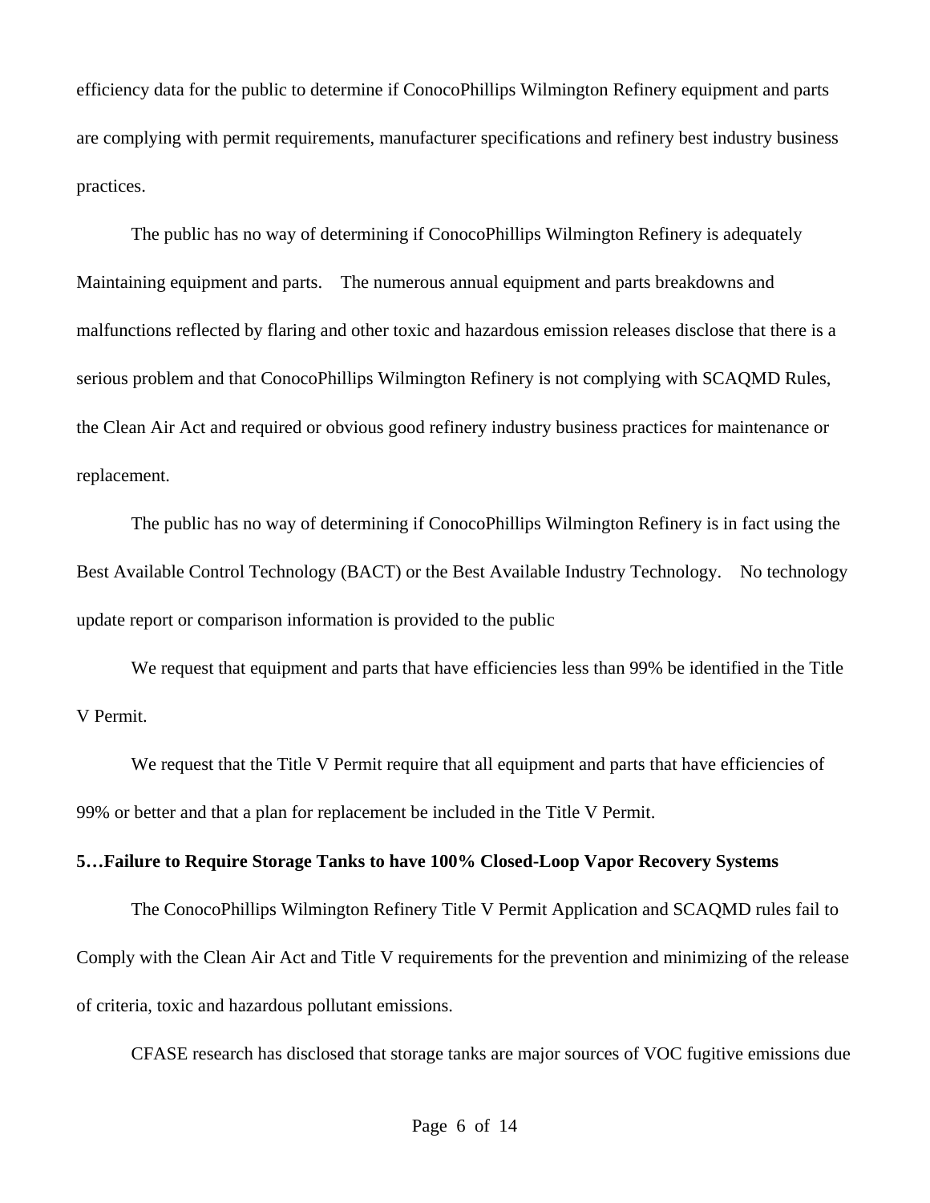efficiency data for the public to determine if ConocoPhillips Wilmington Refinery equipment and parts are complying with permit requirements, manufacturer specifications and refinery best industry business practices.

The public has no way of determining if ConocoPhillips Wilmington Refinery is adequately Maintaining equipment and parts. The numerous annual equipment and parts breakdowns and malfunctions reflected by flaring and other toxic and hazardous emission releases disclose that there is a serious problem and that ConocoPhillips Wilmington Refinery is not complying with SCAQMD Rules, the Clean Air Act and required or obvious good refinery industry business practices for maintenance or replacement.

The public has no way of determining if ConocoPhillips Wilmington Refinery is in fact using the Best Available Control Technology (BACT) or the Best Available Industry Technology. No technology update report or comparison information is provided to the public

We request that equipment and parts that have efficiencies less than 99% be identified in the Title V Permit.

We request that the Title V Permit require that all equipment and parts that have efficiencies of 99% or better and that a plan for replacement be included in the Title V Permit.

**5…Failure to Require Storage Tanks to have 100% Closed-Loop Vapor Recovery Systems**

The ConocoPhillips Wilmington Refinery Title V Permit Application and SCAQMD rules fail to Comply with the Clean Air Act and Title V requirements for the prevention and minimizing of the release of criteria, toxic and hazardous pollutant emissions.

CFASE research has disclosed that storage tanks are major sources of VOC fugitive emissions due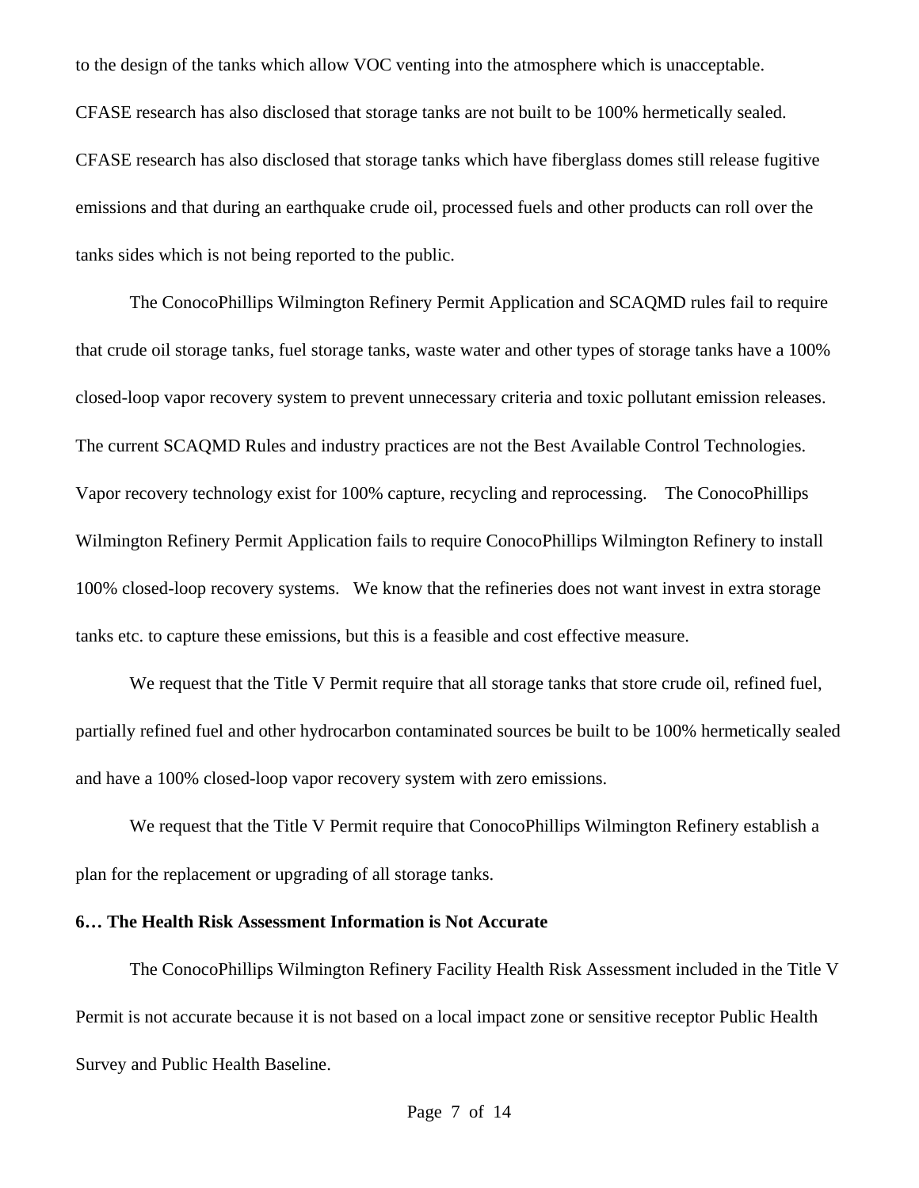to the design of the tanks which allow VOC venting into the atmosphere which is unacceptable. CFASE research has also disclosed that storage tanks are not built to be 100% hermetically sealed. CFASE research has also disclosed that storage tanks which have fiberglass domes still release fugitive emissions and that during an earthquake crude oil, processed fuels and other products can roll over the tanks sides which is not being reported to the public.

The ConocoPhillips Wilmington Refinery Permit Application and SCAQMD rules fail to require that crude oil storage tanks, fuel storage tanks, waste water and other types of storage tanks have a 100% closed-loop vapor recovery system to prevent unnecessary criteria and toxic pollutant emission releases. The current SCAQMD Rules and industry practices are not the Best Available Control Technologies. Vapor recovery technology exist for 100% capture, recycling and reprocessing. The ConocoPhillips Wilmington Refinery Permit Application fails to require ConocoPhillips Wilmington Refinery to install 100% closed-loop recovery systems. We know that the refineries does not want invest in extra storage tanks etc. to capture these emissions, but this is a feasible and cost effective measure.

We request that the Title V Permit require that all storage tanks that store crude oil, refined fuel, partially refined fuel and other hydrocarbon contaminated sources be built to be 100% hermetically sealed and have a 100% closed-loop vapor recovery system with zero emissions.

We request that the Title V Permit require that ConocoPhillips Wilmington Refinery establish a plan for the replacement or upgrading of all storage tanks.

**6… The Health Risk Assessment Information is Not Accurate**

The ConocoPhillips Wilmington Refinery Facility Health Risk Assessment included in the Title V Permit is not accurate because it is not based on a local impact zone or sensitive receptor Public Health Survey and Public Health Baseline.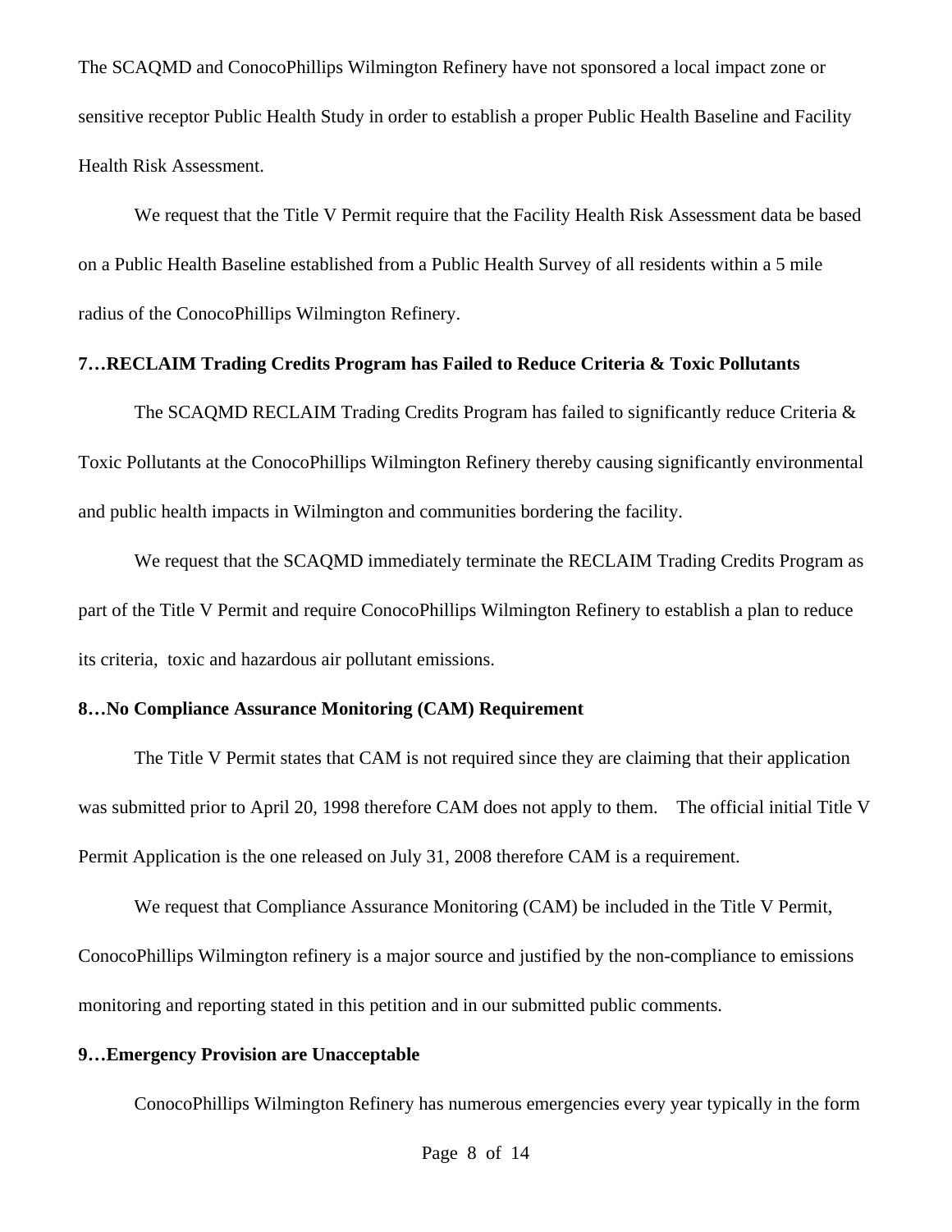The SCAQMD and ConocoPhillips Wilmington Refinery have not sponsored a local impact zone or sensitive receptor Public Health Study in order to establish a proper Public Health Baseline and Facility Health Risk Assessment.

We request that the Title V Permit require that the Facility Health Risk Assessment data be based on a Public Health Baseline established from a Public Health Survey of all residents within a 5 mile radius of the ConocoPhillips Wilmington Refinery.

**7…RECLAIM Trading Credits Program has Failed to Reduce Criteria & Toxic Pollutants**

The SCAQMD RECLAIM Trading Credits Program has failed to significantly reduce Criteria & Toxic Pollutants at the ConocoPhillips Wilmington Refinery thereby causing significantly environmental and public health impacts in Wilmington and communities bordering the facility.

We request that the SCAQMD immediately terminate the RECLAIM Trading Credits Program as part of the Title V Permit and require ConocoPhillips Wilmington Refinery to establish a plan to reduce its criteria, toxic and hazardous air pollutant emissions.

**8…No Compliance Assurance Monitoring (CAM) Requirement**

The Title V Permit states that CAM is not required since they are claiming that their application was submitted prior to April 20, 1998 therefore CAM does not apply to them. The official initial Title V Permit Application is the one released on July 31, 2008 therefore CAM is a requirement.

We request that Compliance Assurance Monitoring (CAM) be included in the Title V Permit, ConocoPhillips Wilmington refinery is a major source and justified by the non-compliance to emissions monitoring and reporting stated in this petition and in our submitted public comments.

**9…Emergency Provision are Unacceptable**

ConocoPhillips Wilmington Refinery has numerous emergencies every year typically in the form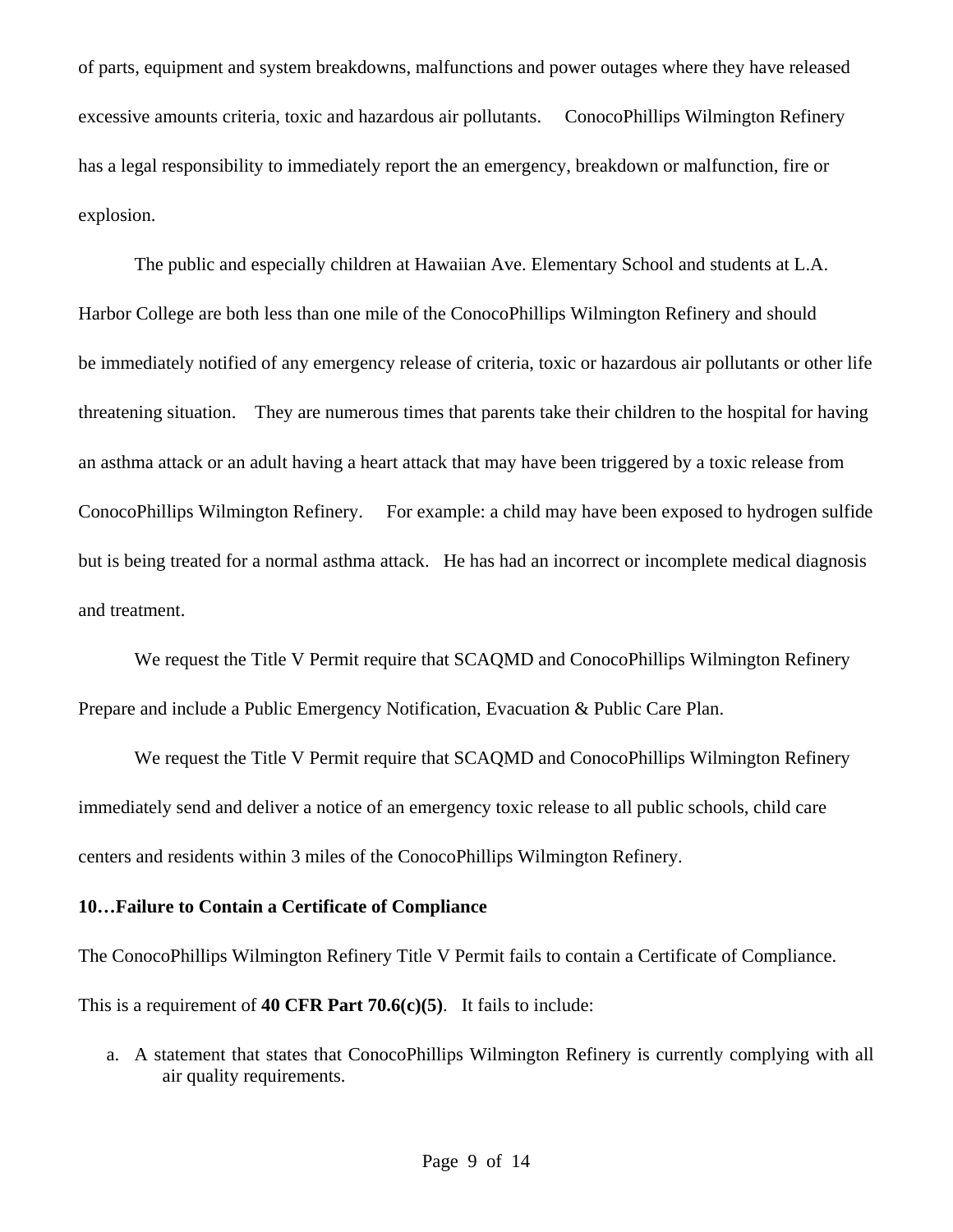of parts, equipment and system breakdowns, malfunctions and power outages where they have released excessive amounts criteria, toxic and hazardous air pollutants. ConocoPhillips Wilmington Refinery has a legal responsibility to immediately report the an emergency, breakdown or malfunction, fire or explosion.

The public and especially children at Hawaiian Ave. Elementary School and students at L.A. Harbor College are both less than one mile of the ConocoPhillips Wilmington Refinery and should be immediately notified of any emergency release of criteria, toxic or hazardous air pollutants or other life threatening situation. They are numerous times that parents take their children to the hospital for having an asthma attack or an adult having a heart attack that may have been triggered by a toxic release from ConocoPhillips Wilmington Refinery. For example: a child may have been exposed to hydrogen sulfide but is being treated for a normal asthma attack. He has had an incorrect or incomplete medical diagnosis and treatment.

We request the Title V Permit require that SCAQMD and ConocoPhillips Wilmington Refinery Prepare and include a Public Emergency Notification, Evacuation & Public Care Plan.

We request the Title V Permit require that SCAQMD and ConocoPhillips Wilmington Refinery immediately send and deliver a notice of an emergency toxic release to all public schools, child care centers and residents within 3 miles of the ConocoPhillips Wilmington Refinery.

**10…Failure to Contain a Certificate of Compliance**

The ConocoPhillips Wilmington Refinery Title V Permit fails to contain a Certificate of Compliance. This is a requirement of **40 CFR Part 70.6(c)(5)**. It fails to include:

a. A statement that states that ConocoPhillips Wilmington Refinery is currently complying with all air quality requirements.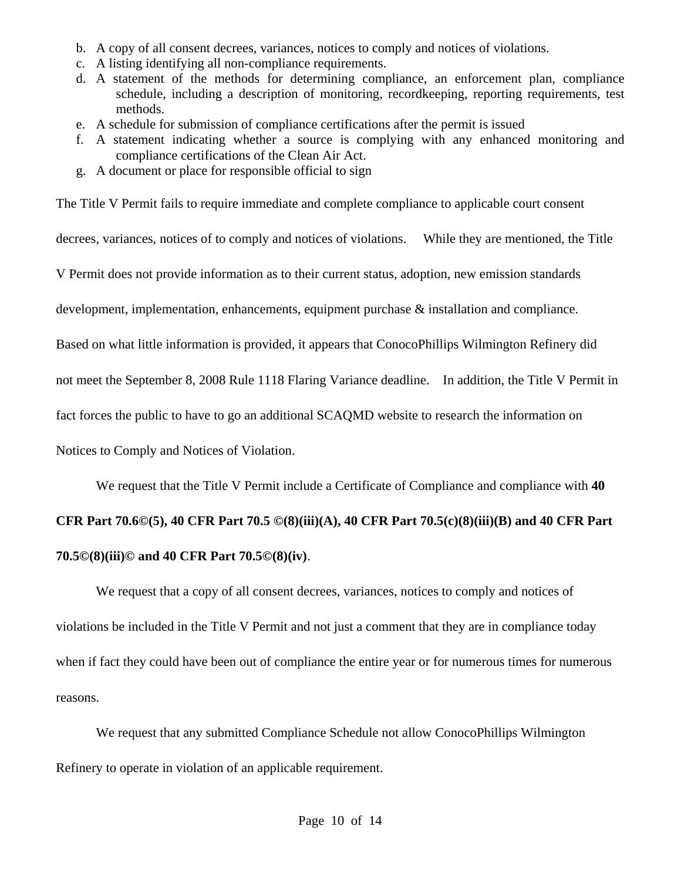b. A copy of all consent decrees, variances, notices to comply and notices of violations.
c. A listing identifying all non-compliance requirements.
d. A statement of the methods for determining compliance, an enforcement plan, compliance schedule, including a description of monitoring, recordkeeping, reporting requirements, test methods.
e. A schedule for submission of compliance certifications after the permit is issued
f. A statement indicating whether a source is complying with any enhanced monitoring and compliance certifications of the Clean Air Act.
g. A document or place for responsible official to sign

The Title V Permit fails to require immediate and complete compliance to applicable court consent decrees, variances, notices of to comply and notices of violations. While they are mentioned, the Title V Permit does not provide information as to their current status, adoption, new emission standards development, implementation, enhancements, equipment purchase & installation and compliance. Based on what little information is provided, it appears that ConocoPhillips Wilmington Refinery did not meet the September 8, 2008 Rule 1118 Flaring Variance deadline. In addition, the Title V Permit in fact forces the public to have to go an additional SCAQMD website to research the information on Notices to Comply and Notices of Violation.

We request that the Title V Permit include a Certificate of Compliance and compliance with **40 CFR Part 70.6©(5), 40 CFR Part 70.5 ©(8)(iii)(A), 40 CFR Part 70.5(c)(8)(iii)(B) and 40 CFR Part 70.5©(8)(iii)© and 40 CFR Part 70.5©(8)(iv)**.

We request that a copy of all consent decrees, variances, notices to comply and notices of violations be included in the Title V Permit and not just a comment that they are in compliance today when if fact they could have been out of compliance the entire year or for numerous times for numerous reasons.

We request that any submitted Compliance Schedule not allow ConocoPhillips Wilmington Refinery to operate in violation of an applicable requirement.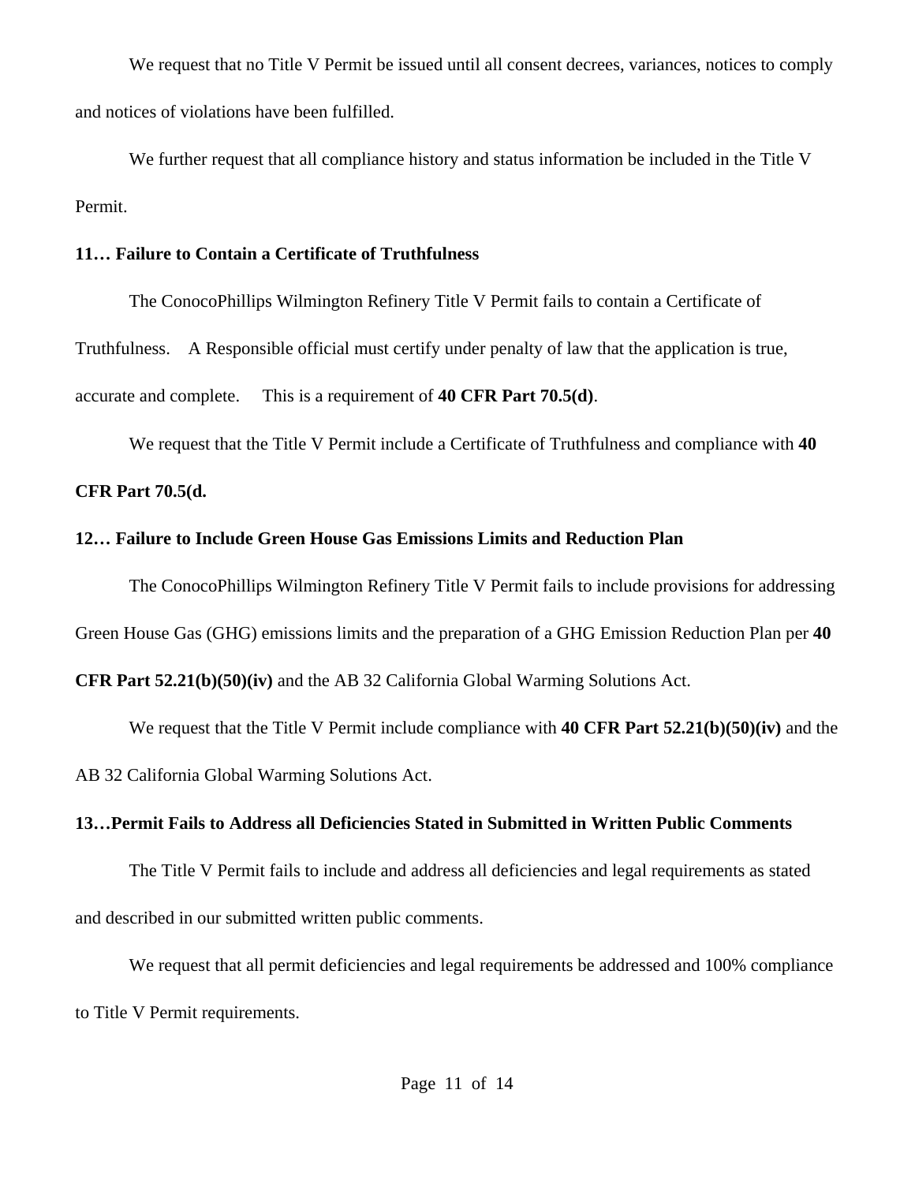We request that no Title V Permit be issued until all consent decrees, variances, notices to comply and notices of violations have been fulfilled.

We further request that all compliance history and status information be included in the Title V Permit.

**11… Failure to Contain a Certificate of Truthfulness**

The ConocoPhillips Wilmington Refinery Title V Permit fails to contain a Certificate of Truthfulness. A Responsible official must certify under penalty of law that the application is true, accurate and complete. This is a requirement of **40 CFR Part 70.5(d)**.

We request that the Title V Permit include a Certificate of Truthfulness and compliance with **40 CFR Part 70.5(d.**

**12… Failure to Include Green House Gas Emissions Limits and Reduction Plan**

The ConocoPhillips Wilmington Refinery Title V Permit fails to include provisions for addressing Green House Gas (GHG) emissions limits and the preparation of a GHG Emission Reduction Plan per **40 CFR Part 52.21(b)(50)(iv)** and the AB 32 California Global Warming Solutions Act.

We request that the Title V Permit include compliance with **40 CFR Part 52.21(b)(50)(iv)** and the AB 32 California Global Warming Solutions Act.

**13…Permit Fails to Address all Deficiencies Stated in Submitted in Written Public Comments**

The Title V Permit fails to include and address all deficiencies and legal requirements as stated and described in our submitted written public comments.

We request that all permit deficiencies and legal requirements be addressed and 100% compliance to Title V Permit requirements.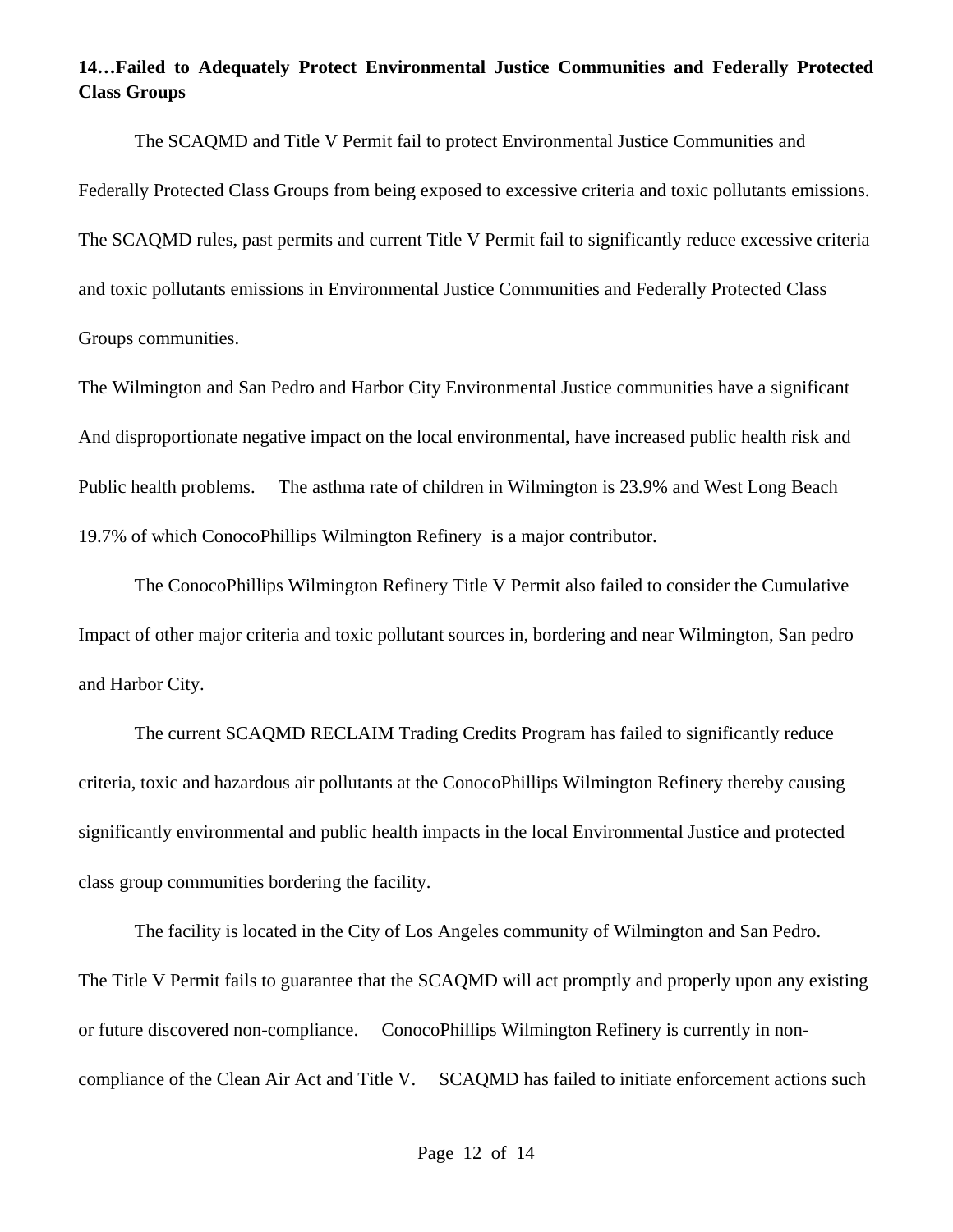**14…Failed to Adequately Protect Environmental Justice Communities and Federally Protected Class Groups**

The SCAQMD and Title V Permit fail to protect Environmental Justice Communities and Federally Protected Class Groups from being exposed to excessive criteria and toxic pollutants emissions. The SCAQMD rules, past permits and current Title V Permit fail to significantly reduce excessive criteria and toxic pollutants emissions in Environmental Justice Communities and Federally Protected Class Groups communities.

The Wilmington and San Pedro and Harbor City Environmental Justice communities have a significant And disproportionate negative impact on the local environmental, have increased public health risk and Public health problems. The asthma rate of children in Wilmington is 23.9% and West Long Beach 19.7% of which ConocoPhillips Wilmington Refinery is a major contributor.

The ConocoPhillips Wilmington Refinery Title V Permit also failed to consider the Cumulative Impact of other major criteria and toxic pollutant sources in, bordering and near Wilmington, San pedro and Harbor City.

The current SCAQMD RECLAIM Trading Credits Program has failed to significantly reduce criteria, toxic and hazardous air pollutants at the ConocoPhillips Wilmington Refinery thereby causing significantly environmental and public health impacts in the local Environmental Justice and protected class group communities bordering the facility.

The facility is located in the City of Los Angeles community of Wilmington and San Pedro. The Title V Permit fails to guarantee that the SCAQMD will act promptly and properly upon any existing or future discovered non-compliance. ConocoPhillips Wilmington Refinery is currently in non-compliance of the Clean Air Act and Title V. SCAQMD has failed to initiate enforcement actions such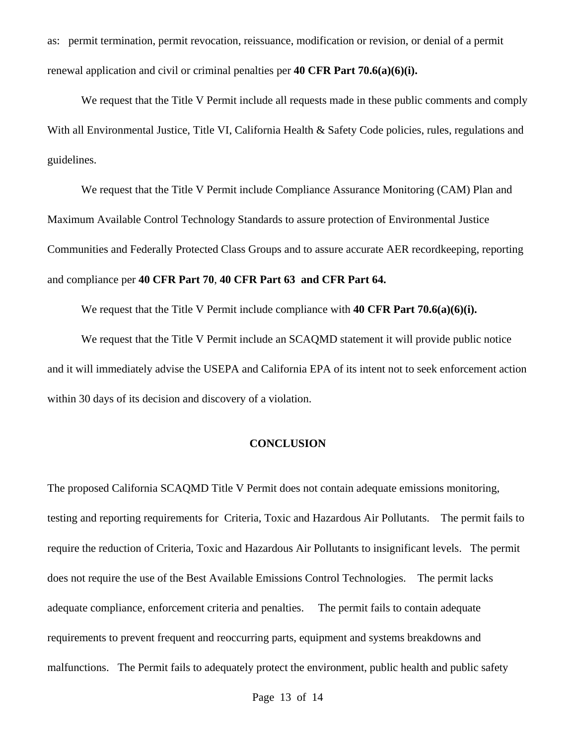as: permit termination, permit revocation, reissuance, modification or revision, or denial of a permit renewal application and civil or criminal penalties per **40 CFR Part 70.6(a)(6)(i).**

We request that the Title V Permit include all requests made in these public comments and comply With all Environmental Justice, Title VI, California Health & Safety Code policies, rules, regulations and guidelines.

We request that the Title V Permit include Compliance Assurance Monitoring (CAM) Plan and Maximum Available Control Technology Standards to assure protection of Environmental Justice Communities and Federally Protected Class Groups and to assure accurate AER recordkeeping, reporting and compliance per **40 CFR Part 70**, **40 CFR Part 63 and CFR Part 64.**

We request that the Title V Permit include compliance with **40 CFR Part 70.6(a)(6)(i).**

We request that the Title V Permit include an SCAQMD statement it will provide public notice and it will immediately advise the USEPA and California EPA of its intent not to seek enforcement action within 30 days of its decision and discovery of a violation.

## CONCLUSION

The proposed California SCAQMD Title V Permit does not contain adequate emissions monitoring, testing and reporting requirements for Criteria, Toxic and Hazardous Air Pollutants. The permit fails to require the reduction of Criteria, Toxic and Hazardous Air Pollutants to insignificant levels. The permit does not require the use of the Best Available Emissions Control Technologies. The permit lacks adequate compliance, enforcement criteria and penalties. The permit fails to contain adequate requirements to prevent frequent and reoccurring parts, equipment and systems breakdowns and malfunctions. The Permit fails to adequately protect the environment, public health and public safety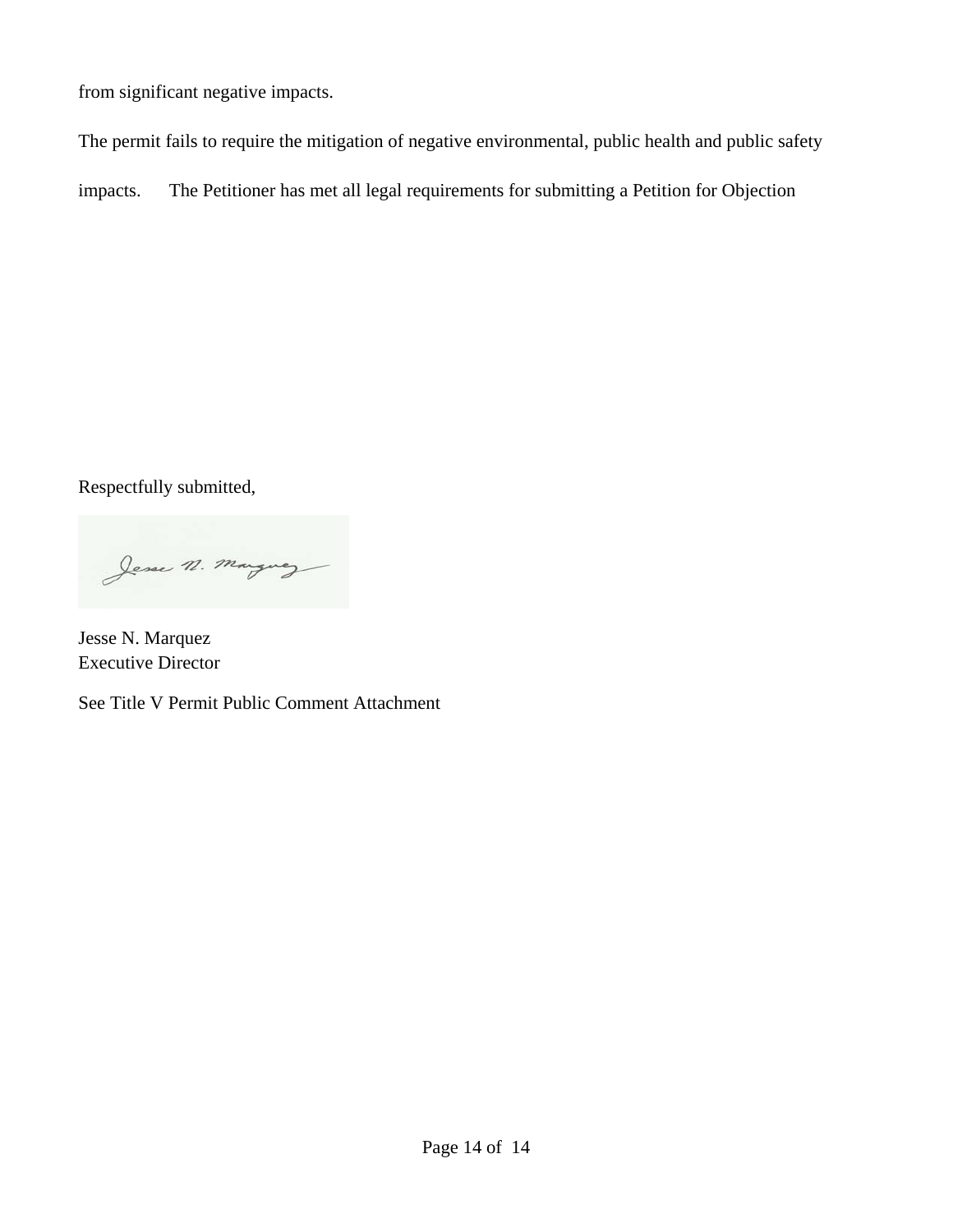from significant negative impacts.

The permit fails to require the mitigation of negative environmental, public health and public safety impacts. The Petitioner has met all legal requirements for submitting a Petition for Objection

Respectfully submitted,

Jesse N. Marquez

Jesse N. Marquez
Executive Director

See Title V Permit Public Comment Attachment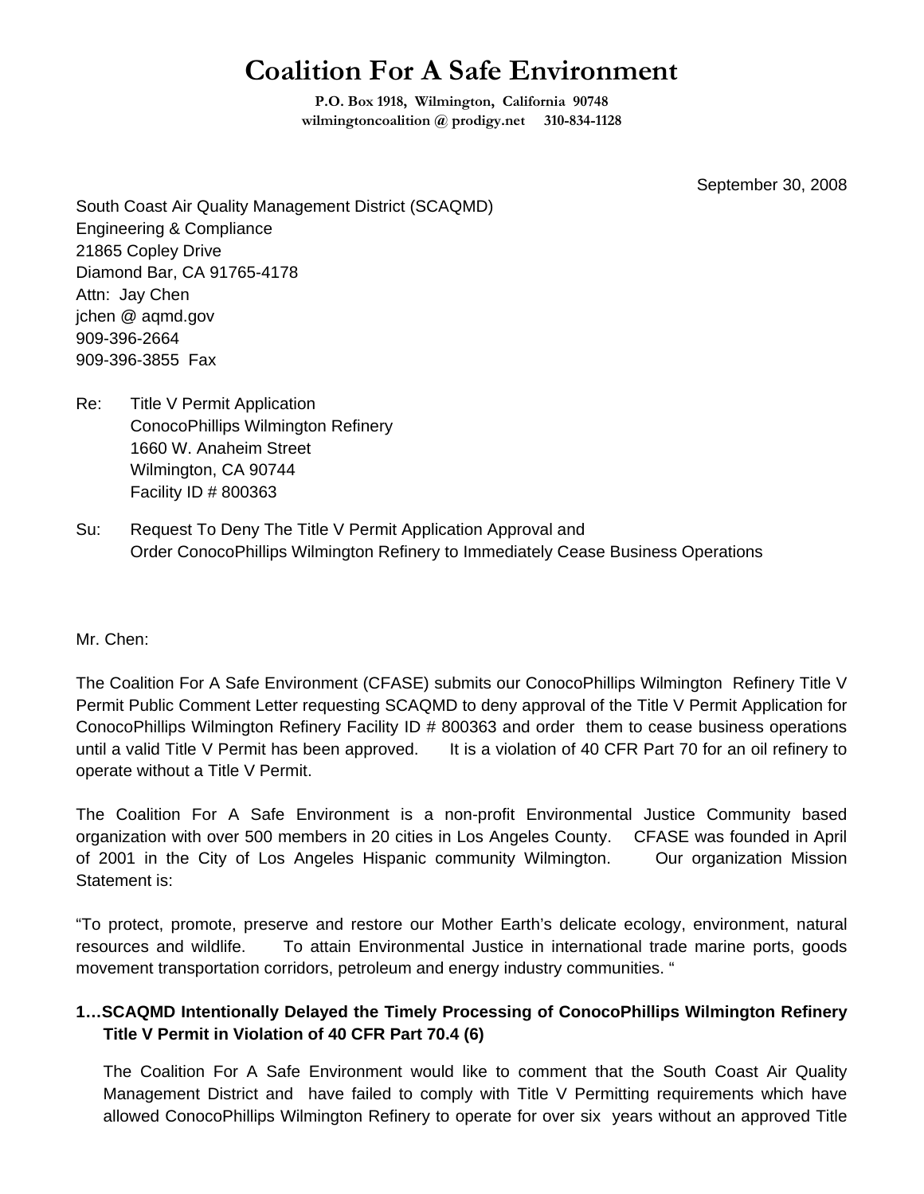# Coalition For A Safe Environment

**P.O. Box 1918, Wilmington, California 90748**
**wilmingtoncoalition @ prodigy.net 310-834-1128**

September 30, 2008

South Coast Air Quality Management District (SCAQMD)
Engineering & Compliance
21865 Copley Drive
Diamond Bar, CA 91765-4178
Attn: Jay Chen
jchen @ aqmd.gov
909-396-2664
909-396-3855 Fax

Re: Title V Permit Application
ConocoPhillips Wilmington Refinery
1660 W. Anaheim Street
Wilmington, CA 90744
Facility ID # 800363

Su: Request To Deny The Title V Permit Application Approval and
Order ConocoPhillips Wilmington Refinery to Immediately Cease Business Operations

Mr. Chen:

The Coalition For A Safe Environment (CFASE) submits our ConocoPhillips Wilmington Refinery Title V Permit Public Comment Letter requesting SCAQMD to deny approval of the Title V Permit Application for ConocoPhillips Wilmington Refinery Facility ID # 800363 and order them to cease business operations until a valid Title V Permit has been approved. It is a violation of 40 CFR Part 70 for an oil refinery to operate without a Title V Permit.

The Coalition For A Safe Environment is a non-profit Environmental Justice Community based organization with over 500 members in 20 cities in Los Angeles County. CFASE was founded in April of 2001 in the City of Los Angeles Hispanic community Wilmington. Our organization Mission Statement is:

"To protect, promote, preserve and restore our Mother Earth's delicate ecology, environment, natural resources and wildlife. To attain Environmental Justice in international trade marine ports, goods movement transportation corridors, petroleum and energy industry communities. "

**1…SCAQMD Intentionally Delayed the Timely Processing of ConocoPhillips Wilmington Refinery Title V Permit in Violation of 40 CFR Part 70.4 (6)**

The Coalition For A Safe Environment would like to comment that the South Coast Air Quality Management District and have failed to comply with Title V Permitting requirements which have allowed ConocoPhillips Wilmington Refinery to operate for over six years without an approved Title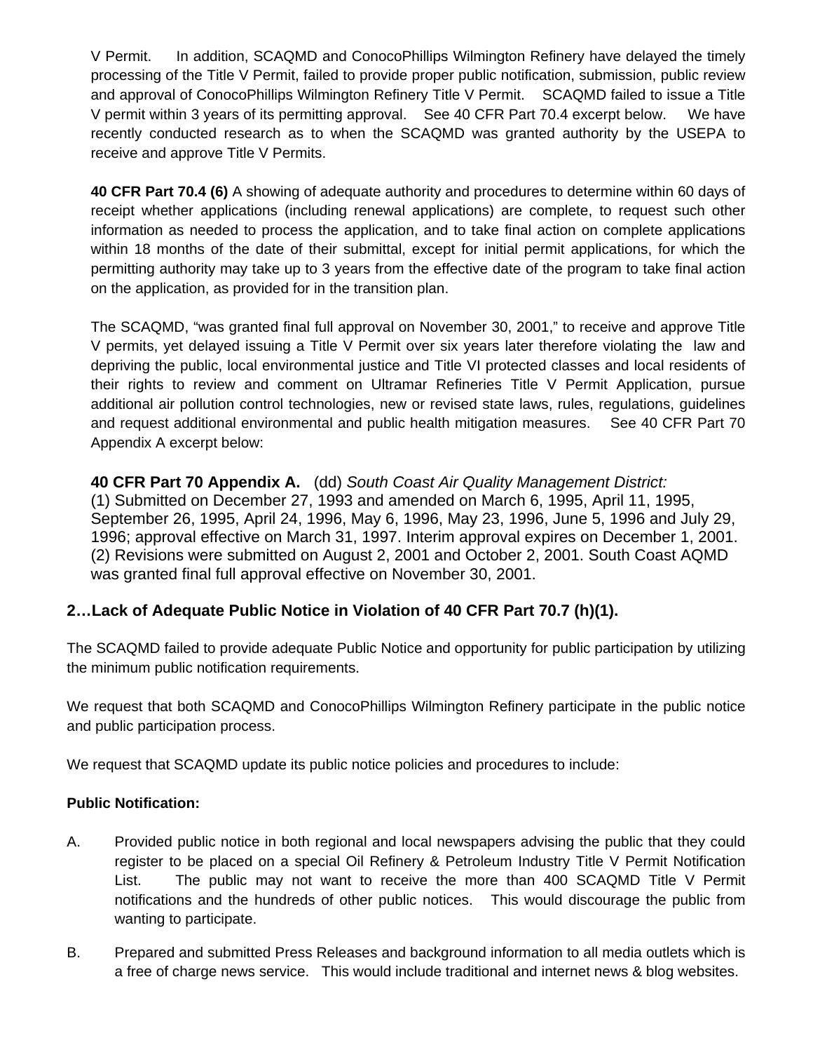V Permit. In addition, SCAQMD and ConocoPhillips Wilmington Refinery have delayed the timely processing of the Title V Permit, failed to provide proper public notification, submission, public review and approval of ConocoPhillips Wilmington Refinery Title V Permit. SCAQMD failed to issue a Title V permit within 3 years of its permitting approval. See 40 CFR Part 70.4 excerpt below. We have recently conducted research as to when the SCAQMD was granted authority by the USEPA to receive and approve Title V Permits.

**40 CFR Part 70.4 (6)** A showing of adequate authority and procedures to determine within 60 days of receipt whether applications (including renewal applications) are complete, to request such other information as needed to process the application, and to take final action on complete applications within 18 months of the date of their submittal, except for initial permit applications, for which the permitting authority may take up to 3 years from the effective date of the program to take final action on the application, as provided for in the transition plan.

The SCAQMD, "was granted final full approval on November 30, 2001," to receive and approve Title V permits, yet delayed issuing a Title V Permit over six years later therefore violating the law and depriving the public, local environmental justice and Title VI protected classes and local residents of their rights to review and comment on Ultramar Refineries Title V Permit Application, pursue additional air pollution control technologies, new or revised state laws, rules, regulations, guidelines and request additional environmental and public health mitigation measures. See 40 CFR Part 70 Appendix A excerpt below:

**40 CFR Part 70 Appendix A.** (dd) *South Coast Air Quality Management District:*
(1) Submitted on December 27, 1993 and amended on March 6, 1995, April 11, 1995, September 26, 1995, April 24, 1996, May 6, 1996, May 23, 1996, June 5, 1996 and July 29, 1996; approval effective on March 31, 1997. Interim approval expires on December 1, 2001.
(2) Revisions were submitted on August 2, 2001 and October 2, 2001. South Coast AQMD was granted final full approval effective on November 30, 2001.

## 2…Lack of Adequate Public Notice in Violation of 40 CFR Part 70.7 (h)(1).

The SCAQMD failed to provide adequate Public Notice and opportunity for public participation by utilizing the minimum public notification requirements.

We request that both SCAQMD and ConocoPhillips Wilmington Refinery participate in the public notice and public participation process.

We request that SCAQMD update its public notice policies and procedures to include:

**Public Notification:**

A. Provided public notice in both regional and local newspapers advising the public that they could register to be placed on a special Oil Refinery & Petroleum Industry Title V Permit Notification List. The public may not want to receive the more than 400 SCAQMD Title V Permit notifications and the hundreds of other public notices. This would discourage the public from wanting to participate.

B. Prepared and submitted Press Releases and background information to all media outlets which is a free of charge news service. This would include traditional and internet news & blog websites.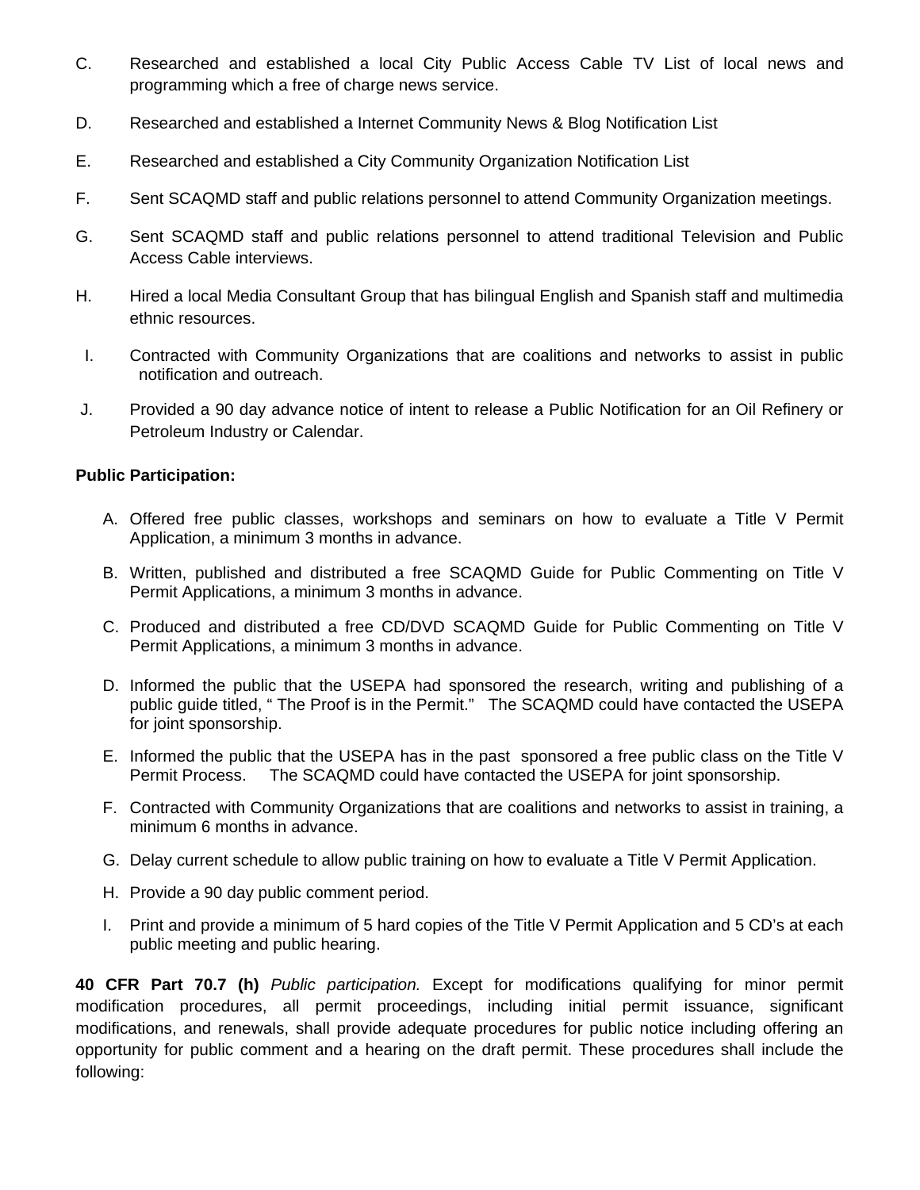C. Researched and established a local City Public Access Cable TV List of local news and programming which a free of charge news service.

D. Researched and established a Internet Community News & Blog Notification List

E. Researched and established a City Community Organization Notification List

F. Sent SCAQMD staff and public relations personnel to attend Community Organization meetings.

G. Sent SCAQMD staff and public relations personnel to attend traditional Television and Public Access Cable interviews.

H. Hired a local Media Consultant Group that has bilingual English and Spanish staff and multimedia ethnic resources.

I. Contracted with Community Organizations that are coalitions and networks to assist in public notification and outreach.

J. Provided a 90 day advance notice of intent to release a Public Notification for an Oil Refinery or Petroleum Industry or Calendar.

**Public Participation:**

A. Offered free public classes, workshops and seminars on how to evaluate a Title V Permit Application, a minimum 3 months in advance.

B. Written, published and distributed a free SCAQMD Guide for Public Commenting on Title V Permit Applications, a minimum 3 months in advance.

C. Produced and distributed a free CD/DVD SCAQMD Guide for Public Commenting on Title V Permit Applications, a minimum 3 months in advance.

D. Informed the public that the USEPA had sponsored the research, writing and publishing of a public guide titled, " The Proof is in the Permit." The SCAQMD could have contacted the USEPA for joint sponsorship.

E. Informed the public that the USEPA has in the past sponsored a free public class on the Title V Permit Process. The SCAQMD could have contacted the USEPA for joint sponsorship.

F. Contracted with Community Organizations that are coalitions and networks to assist in training, a minimum 6 months in advance.

G. Delay current schedule to allow public training on how to evaluate a Title V Permit Application.

H. Provide a 90 day public comment period.

I. Print and provide a minimum of 5 hard copies of the Title V Permit Application and 5 CD's at each public meeting and public hearing.

**40 CFR Part 70.7 (h)** *Public participation.* Except for modifications qualifying for minor permit modification procedures, all permit proceedings, including initial permit issuance, significant modifications, and renewals, shall provide adequate procedures for public notice including offering an opportunity for public comment and a hearing on the draft permit. These procedures shall include the following: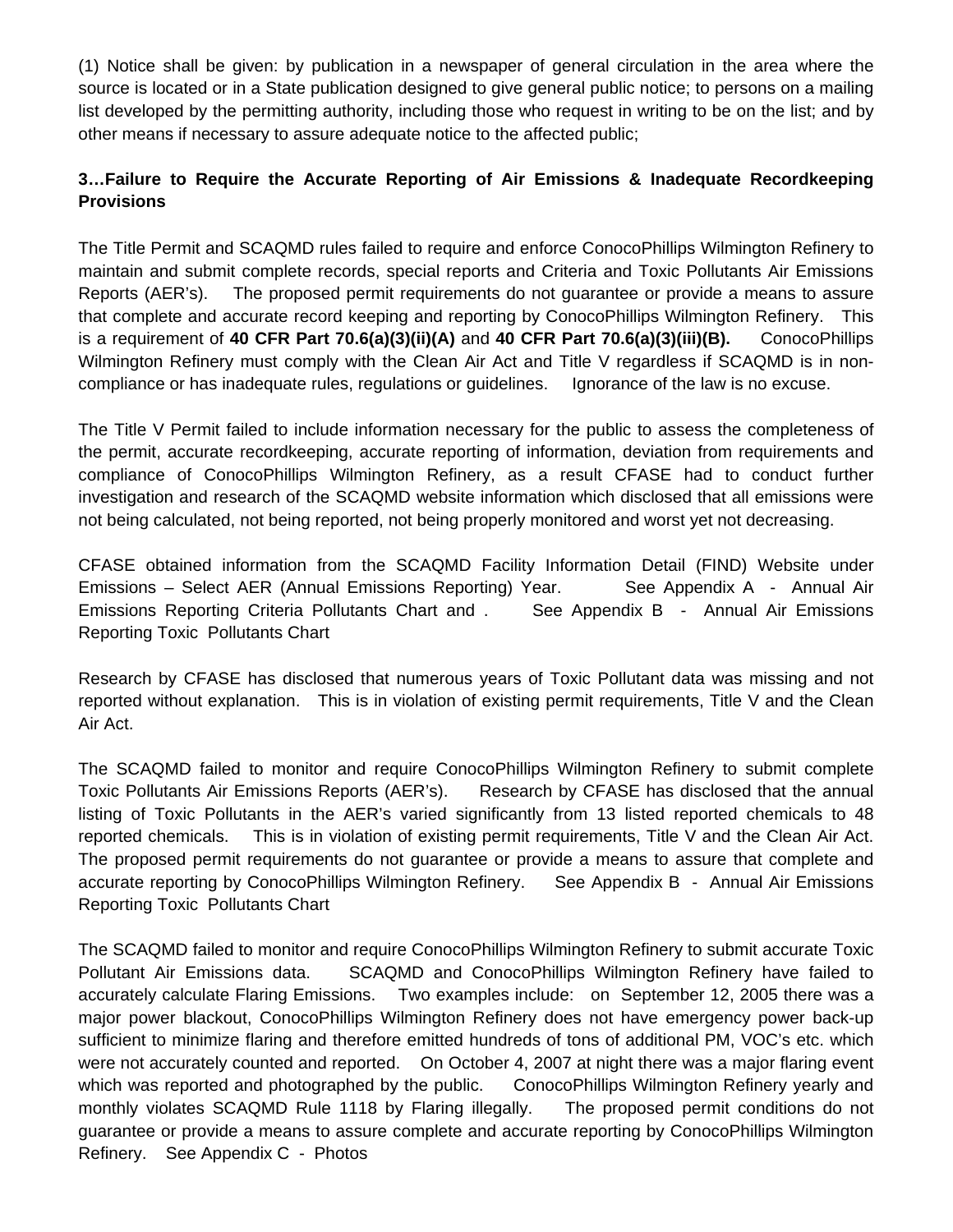(1) Notice shall be given: by publication in a newspaper of general circulation in the area where the source is located or in a State publication designed to give general public notice; to persons on a mailing list developed by the permitting authority, including those who request in writing to be on the list; and by other means if necessary to assure adequate notice to the affected public;

**3…Failure to Require the Accurate Reporting of Air Emissions & Inadequate Recordkeeping Provisions**

The Title Permit and SCAQMD rules failed to require and enforce ConocoPhillips Wilmington Refinery to maintain and submit complete records, special reports and Criteria and Toxic Pollutants Air Emissions Reports (AER's). The proposed permit requirements do not guarantee or provide a means to assure that complete and accurate record keeping and reporting by ConocoPhillips Wilmington Refinery. This is a requirement of **40 CFR Part 70.6(a)(3)(ii)(A)** and **40 CFR Part 70.6(a)(3)(iii)(B).** ConocoPhillips Wilmington Refinery must comply with the Clean Air Act and Title V regardless if SCAQMD is in non-compliance or has inadequate rules, regulations or guidelines. Ignorance of the law is no excuse.

The Title V Permit failed to include information necessary for the public to assess the completeness of the permit, accurate recordkeeping, accurate reporting of information, deviation from requirements and compliance of ConocoPhillips Wilmington Refinery, as a result CFASE had to conduct further investigation and research of the SCAQMD website information which disclosed that all emissions were not being calculated, not being reported, not being properly monitored and worst yet not decreasing.

CFASE obtained information from the SCAQMD Facility Information Detail (FIND) Website under Emissions – Select AER (Annual Emissions Reporting) Year. See Appendix A - Annual Air Emissions Reporting Criteria Pollutants Chart and . See Appendix B - Annual Air Emissions Reporting Toxic Pollutants Chart

Research by CFASE has disclosed that numerous years of Toxic Pollutant data was missing and not reported without explanation. This is in violation of existing permit requirements, Title V and the Clean Air Act.

The SCAQMD failed to monitor and require ConocoPhillips Wilmington Refinery to submit complete Toxic Pollutants Air Emissions Reports (AER's). Research by CFASE has disclosed that the annual listing of Toxic Pollutants in the AER's varied significantly from 13 listed reported chemicals to 48 reported chemicals. This is in violation of existing permit requirements, Title V and the Clean Air Act. The proposed permit requirements do not guarantee or provide a means to assure that complete and accurate reporting by ConocoPhillips Wilmington Refinery. See Appendix B - Annual Air Emissions Reporting Toxic Pollutants Chart

The SCAQMD failed to monitor and require ConocoPhillips Wilmington Refinery to submit accurate Toxic Pollutant Air Emissions data. SCAQMD and ConocoPhillips Wilmington Refinery have failed to accurately calculate Flaring Emissions. Two examples include: on September 12, 2005 there was a major power blackout, ConocoPhillips Wilmington Refinery does not have emergency power back-up sufficient to minimize flaring and therefore emitted hundreds of tons of additional PM, VOC's etc. which were not accurately counted and reported. On October 4, 2007 at night there was a major flaring event which was reported and photographed by the public. ConocoPhillips Wilmington Refinery yearly and monthly violates SCAQMD Rule 1118 by Flaring illegally. The proposed permit conditions do not guarantee or provide a means to assure complete and accurate reporting by ConocoPhillips Wilmington Refinery. See Appendix C - Photos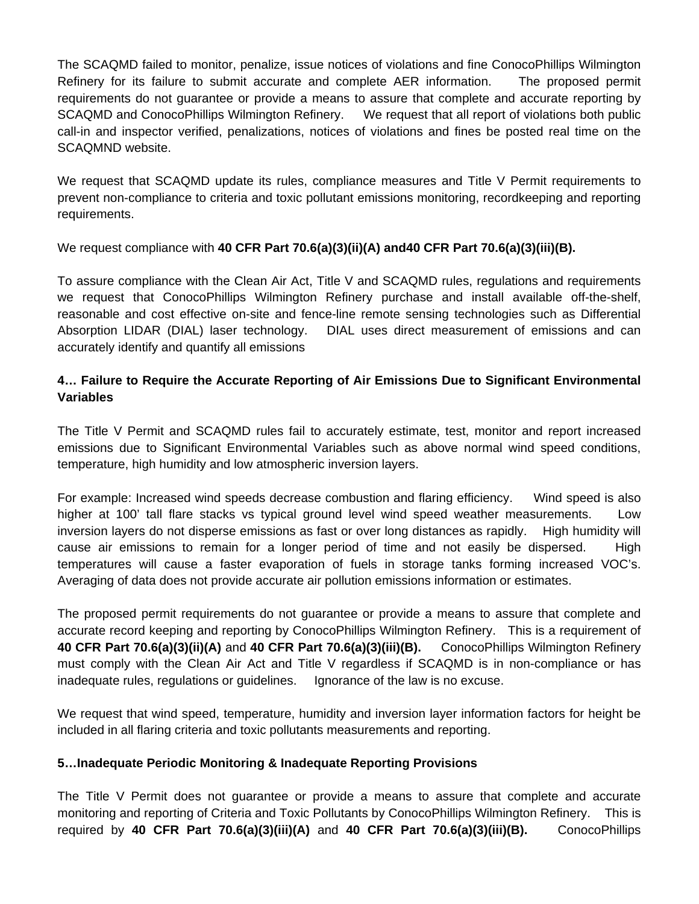The SCAQMD failed to monitor, penalize, issue notices of violations and fine ConocoPhillips Wilmington Refinery for its failure to submit accurate and complete AER information. The proposed permit requirements do not guarantee or provide a means to assure that complete and accurate reporting by SCAQMD and ConocoPhillips Wilmington Refinery. We request that all report of violations both public call-in and inspector verified, penalizations, notices of violations and fines be posted real time on the SCAQMND website.

We request that SCAQMD update its rules, compliance measures and Title V Permit requirements to prevent non-compliance to criteria and toxic pollutant emissions monitoring, recordkeeping and reporting requirements.

We request compliance with **40 CFR Part 70.6(a)(3)(ii)(A) and40 CFR Part 70.6(a)(3)(iii)(B).**

To assure compliance with the Clean Air Act, Title V and SCAQMD rules, regulations and requirements we request that ConocoPhillips Wilmington Refinery purchase and install available off-the-shelf, reasonable and cost effective on-site and fence-line remote sensing technologies such as Differential Absorption LIDAR (DIAL) laser technology. DIAL uses direct measurement of emissions and can accurately identify and quantify all emissions

**4… Failure to Require the Accurate Reporting of Air Emissions Due to Significant Environmental Variables**

The Title V Permit and SCAQMD rules fail to accurately estimate, test, monitor and report increased emissions due to Significant Environmental Variables such as above normal wind speed conditions, temperature, high humidity and low atmospheric inversion layers.

For example: Increased wind speeds decrease combustion and flaring efficiency. Wind speed is also higher at 100' tall flare stacks vs typical ground level wind speed weather measurements. Low inversion layers do not disperse emissions as fast or over long distances as rapidly. High humidity will cause air emissions to remain for a longer period of time and not easily be dispersed. High temperatures will cause a faster evaporation of fuels in storage tanks forming increased VOC's. Averaging of data does not provide accurate air pollution emissions information or estimates.

The proposed permit requirements do not guarantee or provide a means to assure that complete and accurate record keeping and reporting by ConocoPhillips Wilmington Refinery. This is a requirement of **40 CFR Part 70.6(a)(3)(ii)(A)** and **40 CFR Part 70.6(a)(3)(iii)(B).** ConocoPhillips Wilmington Refinery must comply with the Clean Air Act and Title V regardless if SCAQMD is in non-compliance or has inadequate rules, regulations or guidelines. Ignorance of the law is no excuse.

We request that wind speed, temperature, humidity and inversion layer information factors for height be included in all flaring criteria and toxic pollutants measurements and reporting.

**5…Inadequate Periodic Monitoring & Inadequate Reporting Provisions**

The Title V Permit does not guarantee or provide a means to assure that complete and accurate monitoring and reporting of Criteria and Toxic Pollutants by ConocoPhillips Wilmington Refinery. This is required by **40 CFR Part 70.6(a)(3)(iii)(A)** and **40 CFR Part 70.6(a)(3)(iii)(B).** ConocoPhillips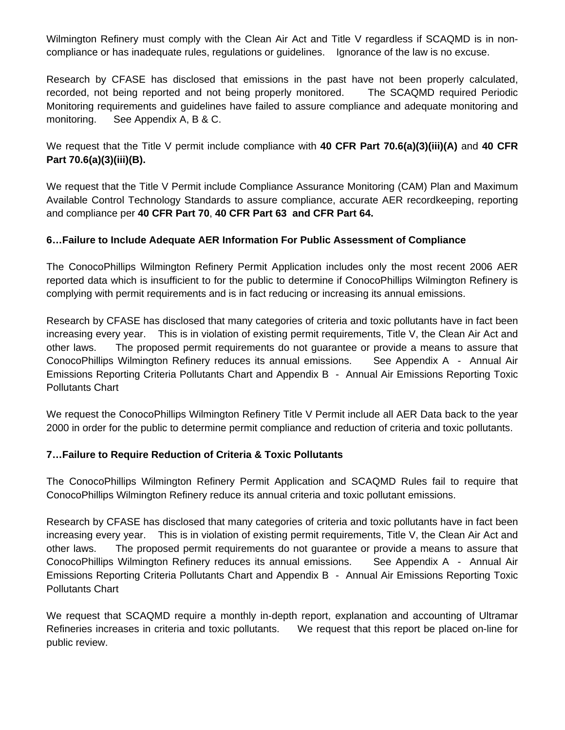Wilmington Refinery must comply with the Clean Air Act and Title V regardless if SCAQMD is in non-compliance or has inadequate rules, regulations or guidelines. Ignorance of the law is no excuse.

Research by CFASE has disclosed that emissions in the past have not been properly calculated, recorded, not being reported and not being properly monitored. The SCAQMD required Periodic Monitoring requirements and guidelines have failed to assure compliance and adequate monitoring and monitoring. See Appendix A, B & C.

We request that the Title V permit include compliance with **40 CFR Part 70.6(a)(3)(iii)(A)** and **40 CFR Part 70.6(a)(3)(iii)(B).**

We request that the Title V Permit include Compliance Assurance Monitoring (CAM) Plan and Maximum Available Control Technology Standards to assure compliance, accurate AER recordkeeping, reporting and compliance per **40 CFR Part 70**, **40 CFR Part 63 and CFR Part 64.**

**6…Failure to Include Adequate AER Information For Public Assessment of Compliance**

The ConocoPhillips Wilmington Refinery Permit Application includes only the most recent 2006 AER reported data which is insufficient to for the public to determine if ConocoPhillips Wilmington Refinery is complying with permit requirements and is in fact reducing or increasing its annual emissions.

Research by CFASE has disclosed that many categories of criteria and toxic pollutants have in fact been increasing every year. This is in violation of existing permit requirements, Title V, the Clean Air Act and other laws. The proposed permit requirements do not guarantee or provide a means to assure that ConocoPhillips Wilmington Refinery reduces its annual emissions. See Appendix A - Annual Air Emissions Reporting Criteria Pollutants Chart and Appendix B - Annual Air Emissions Reporting Toxic Pollutants Chart

We request the ConocoPhillips Wilmington Refinery Title V Permit include all AER Data back to the year 2000 in order for the public to determine permit compliance and reduction of criteria and toxic pollutants.

**7…Failure to Require Reduction of Criteria & Toxic Pollutants**

The ConocoPhillips Wilmington Refinery Permit Application and SCAQMD Rules fail to require that ConocoPhillips Wilmington Refinery reduce its annual criteria and toxic pollutant emissions.

Research by CFASE has disclosed that many categories of criteria and toxic pollutants have in fact been increasing every year. This is in violation of existing permit requirements, Title V, the Clean Air Act and other laws. The proposed permit requirements do not guarantee or provide a means to assure that ConocoPhillips Wilmington Refinery reduces its annual emissions. See Appendix A - Annual Air Emissions Reporting Criteria Pollutants Chart and Appendix B - Annual Air Emissions Reporting Toxic Pollutants Chart

We request that SCAQMD require a monthly in-depth report, explanation and accounting of Ultramar Refineries increases in criteria and toxic pollutants. We request that this report be placed on-line for public review.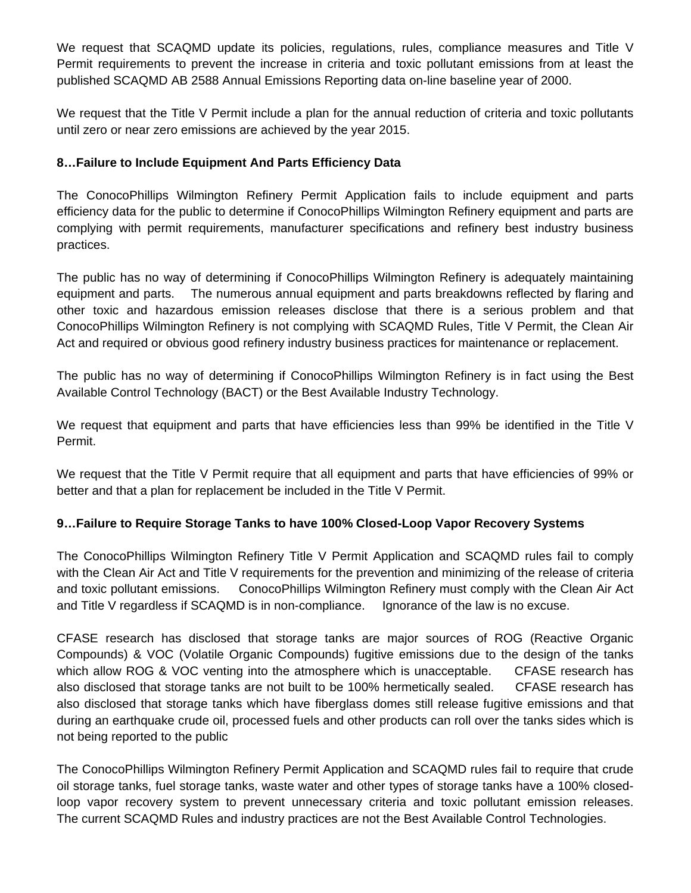We request that SCAQMD update its policies, regulations, rules, compliance measures and Title V Permit requirements to prevent the increase in criteria and toxic pollutant emissions from at least the published SCAQMD AB 2588 Annual Emissions Reporting data on-line baseline year of 2000.

We request that the Title V Permit include a plan for the annual reduction of criteria and toxic pollutants until zero or near zero emissions are achieved by the year 2015.

**8…Failure to Include Equipment And Parts Efficiency Data**

The ConocoPhillips Wilmington Refinery Permit Application fails to include equipment and parts efficiency data for the public to determine if ConocoPhillips Wilmington Refinery equipment and parts are complying with permit requirements, manufacturer specifications and refinery best industry business practices.

The public has no way of determining if ConocoPhillips Wilmington Refinery is adequately maintaining equipment and parts. The numerous annual equipment and parts breakdowns reflected by flaring and other toxic and hazardous emission releases disclose that there is a serious problem and that ConocoPhillips Wilmington Refinery is not complying with SCAQMD Rules, Title V Permit, the Clean Air Act and required or obvious good refinery industry business practices for maintenance or replacement.

The public has no way of determining if ConocoPhillips Wilmington Refinery is in fact using the Best Available Control Technology (BACT) or the Best Available Industry Technology.

We request that equipment and parts that have efficiencies less than 99% be identified in the Title V Permit.

We request that the Title V Permit require that all equipment and parts that have efficiencies of 99% or better and that a plan for replacement be included in the Title V Permit.

**9…Failure to Require Storage Tanks to have 100% Closed-Loop Vapor Recovery Systems**

The ConocoPhillips Wilmington Refinery Title V Permit Application and SCAQMD rules fail to comply with the Clean Air Act and Title V requirements for the prevention and minimizing of the release of criteria and toxic pollutant emissions. ConocoPhillips Wilmington Refinery must comply with the Clean Air Act and Title V regardless if SCAQMD is in non-compliance. Ignorance of the law is no excuse.

CFASE research has disclosed that storage tanks are major sources of ROG (Reactive Organic Compounds) & VOC (Volatile Organic Compounds) fugitive emissions due to the design of the tanks which allow ROG & VOC venting into the atmosphere which is unacceptable. CFASE research has also disclosed that storage tanks are not built to be 100% hermetically sealed. CFASE research has also disclosed that storage tanks which have fiberglass domes still release fugitive emissions and that during an earthquake crude oil, processed fuels and other products can roll over the tanks sides which is not being reported to the public

The ConocoPhillips Wilmington Refinery Permit Application and SCAQMD rules fail to require that crude oil storage tanks, fuel storage tanks, waste water and other types of storage tanks have a 100% closed-loop vapor recovery system to prevent unnecessary criteria and toxic pollutant emission releases. The current SCAQMD Rules and industry practices are not the Best Available Control Technologies.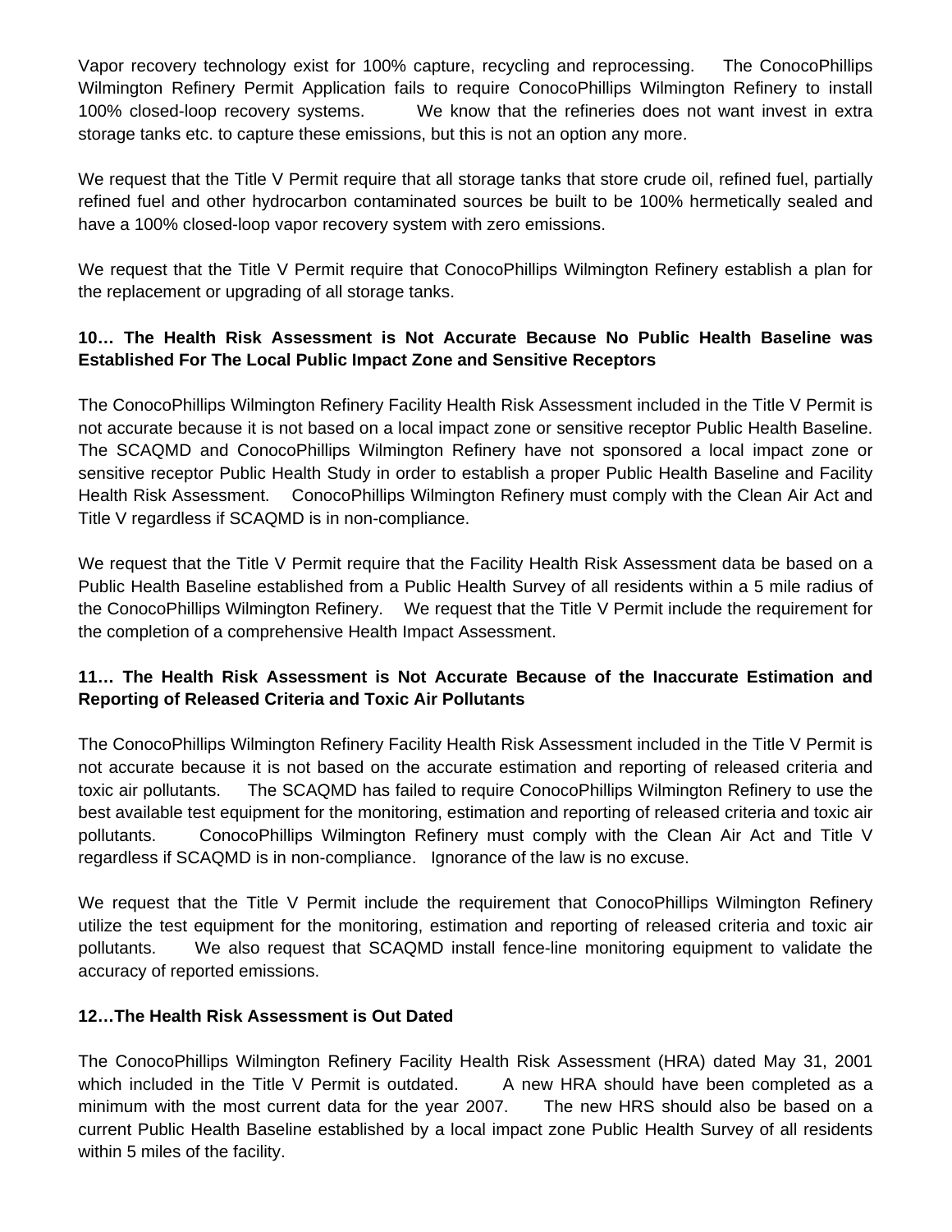Vapor recovery technology exist for 100% capture, recycling and reprocessing. The ConocoPhillips Wilmington Refinery Permit Application fails to require ConocoPhillips Wilmington Refinery to install 100% closed-loop recovery systems. We know that the refineries does not want invest in extra storage tanks etc. to capture these emissions, but this is not an option any more.

We request that the Title V Permit require that all storage tanks that store crude oil, refined fuel, partially refined fuel and other hydrocarbon contaminated sources be built to be 100% hermetically sealed and have a 100% closed-loop vapor recovery system with zero emissions.

We request that the Title V Permit require that ConocoPhillips Wilmington Refinery establish a plan for the replacement or upgrading of all storage tanks.

**10… The Health Risk Assessment is Not Accurate Because No Public Health Baseline was Established For The Local Public Impact Zone and Sensitive Receptors**

The ConocoPhillips Wilmington Refinery Facility Health Risk Assessment included in the Title V Permit is not accurate because it is not based on a local impact zone or sensitive receptor Public Health Baseline. The SCAQMD and ConocoPhillips Wilmington Refinery have not sponsored a local impact zone or sensitive receptor Public Health Study in order to establish a proper Public Health Baseline and Facility Health Risk Assessment. ConocoPhillips Wilmington Refinery must comply with the Clean Air Act and Title V regardless if SCAQMD is in non-compliance.

We request that the Title V Permit require that the Facility Health Risk Assessment data be based on a Public Health Baseline established from a Public Health Survey of all residents within a 5 mile radius of the ConocoPhillips Wilmington Refinery. We request that the Title V Permit include the requirement for the completion of a comprehensive Health Impact Assessment.

**11… The Health Risk Assessment is Not Accurate Because of the Inaccurate Estimation and Reporting of Released Criteria and Toxic Air Pollutants**

The ConocoPhillips Wilmington Refinery Facility Health Risk Assessment included in the Title V Permit is not accurate because it is not based on the accurate estimation and reporting of released criteria and toxic air pollutants. The SCAQMD has failed to require ConocoPhillips Wilmington Refinery to use the best available test equipment for the monitoring, estimation and reporting of released criteria and toxic air pollutants. ConocoPhillips Wilmington Refinery must comply with the Clean Air Act and Title V regardless if SCAQMD is in non-compliance. Ignorance of the law is no excuse.

We request that the Title V Permit include the requirement that ConocoPhillips Wilmington Refinery utilize the test equipment for the monitoring, estimation and reporting of released criteria and toxic air pollutants. We also request that SCAQMD install fence-line monitoring equipment to validate the accuracy of reported emissions.

**12…The Health Risk Assessment is Out Dated**

The ConocoPhillips Wilmington Refinery Facility Health Risk Assessment (HRA) dated May 31, 2001 which included in the Title V Permit is outdated. A new HRA should have been completed as a minimum with the most current data for the year 2007. The new HRS should also be based on a current Public Health Baseline established by a local impact zone Public Health Survey of all residents within 5 miles of the facility.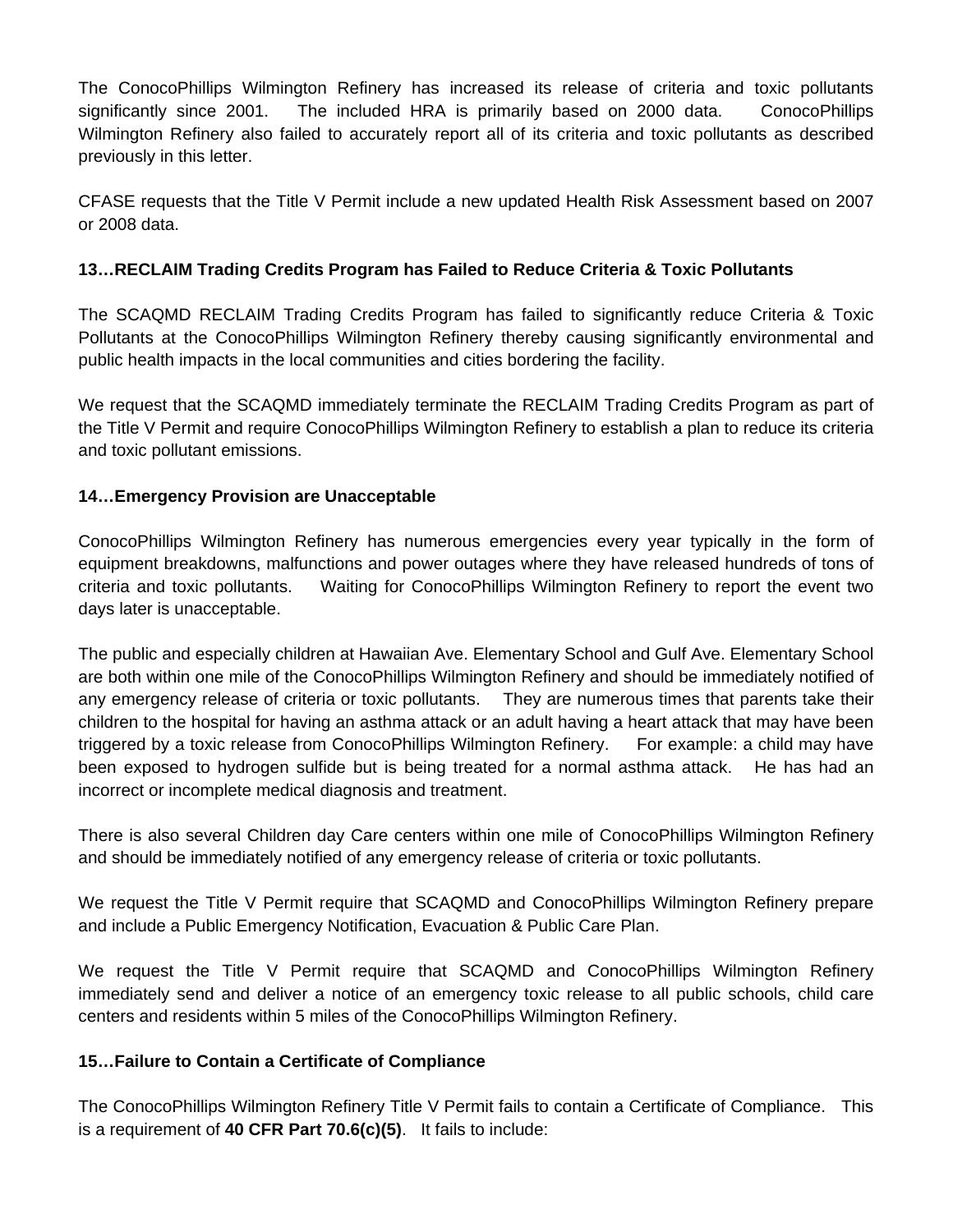The ConocoPhillips Wilmington Refinery has increased its release of criteria and toxic pollutants significantly since 2001. The included HRA is primarily based on 2000 data. ConocoPhillips Wilmington Refinery also failed to accurately report all of its criteria and toxic pollutants as described previously in this letter.

CFASE requests that the Title V Permit include a new updated Health Risk Assessment based on 2007 or 2008 data.

**13…RECLAIM Trading Credits Program has Failed to Reduce Criteria & Toxic Pollutants**

The SCAQMD RECLAIM Trading Credits Program has failed to significantly reduce Criteria & Toxic Pollutants at the ConocoPhillips Wilmington Refinery thereby causing significantly environmental and public health impacts in the local communities and cities bordering the facility.

We request that the SCAQMD immediately terminate the RECLAIM Trading Credits Program as part of the Title V Permit and require ConocoPhillips Wilmington Refinery to establish a plan to reduce its criteria and toxic pollutant emissions.

**14…Emergency Provision are Unacceptable**

ConocoPhillips Wilmington Refinery has numerous emergencies every year typically in the form of equipment breakdowns, malfunctions and power outages where they have released hundreds of tons of criteria and toxic pollutants. Waiting for ConocoPhillips Wilmington Refinery to report the event two days later is unacceptable.

The public and especially children at Hawaiian Ave. Elementary School and Gulf Ave. Elementary School are both within one mile of the ConocoPhillips Wilmington Refinery and should be immediately notified of any emergency release of criteria or toxic pollutants. They are numerous times that parents take their children to the hospital for having an asthma attack or an adult having a heart attack that may have been triggered by a toxic release from ConocoPhillips Wilmington Refinery. For example: a child may have been exposed to hydrogen sulfide but is being treated for a normal asthma attack. He has had an incorrect or incomplete medical diagnosis and treatment.

There is also several Children day Care centers within one mile of ConocoPhillips Wilmington Refinery and should be immediately notified of any emergency release of criteria or toxic pollutants.

We request the Title V Permit require that SCAQMD and ConocoPhillips Wilmington Refinery prepare and include a Public Emergency Notification, Evacuation & Public Care Plan.

We request the Title V Permit require that SCAQMD and ConocoPhillips Wilmington Refinery immediately send and deliver a notice of an emergency toxic release to all public schools, child care centers and residents within 5 miles of the ConocoPhillips Wilmington Refinery.

**15…Failure to Contain a Certificate of Compliance**

The ConocoPhillips Wilmington Refinery Title V Permit fails to contain a Certificate of Compliance. This is a requirement of **40 CFR Part 70.6(c)(5)**. It fails to include: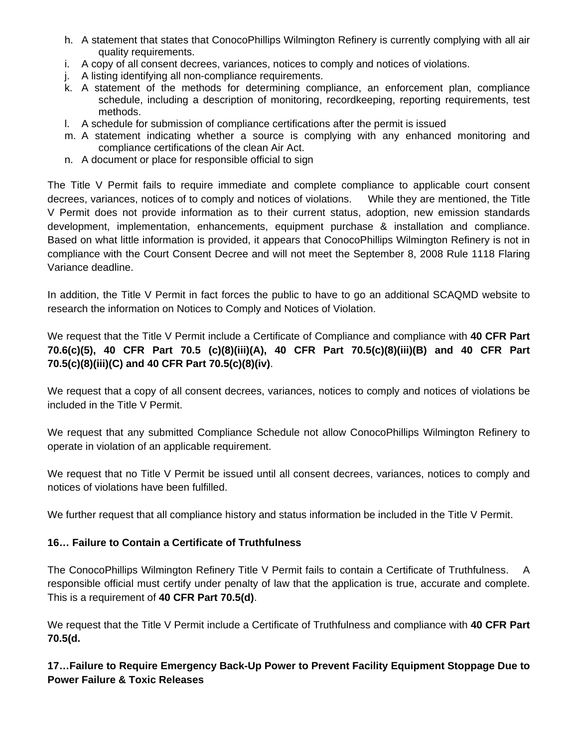h. A statement that states that ConocoPhillips Wilmington Refinery is currently complying with all air quality requirements.
i. A copy of all consent decrees, variances, notices to comply and notices of violations.
j. A listing identifying all non-compliance requirements.
k. A statement of the methods for determining compliance, an enforcement plan, compliance schedule, including a description of monitoring, recordkeeping, reporting requirements, test methods.
l. A schedule for submission of compliance certifications after the permit is issued
m. A statement indicating whether a source is complying with any enhanced monitoring and compliance certifications of the clean Air Act.
n. A document or place for responsible official to sign

The Title V Permit fails to require immediate and complete compliance to applicable court consent decrees, variances, notices of to comply and notices of violations. While they are mentioned, the Title V Permit does not provide information as to their current status, adoption, new emission standards development, implementation, enhancements, equipment purchase & installation and compliance. Based on what little information is provided, it appears that ConocoPhillips Wilmington Refinery is not in compliance with the Court Consent Decree and will not meet the September 8, 2008 Rule 1118 Flaring Variance deadline.

In addition, the Title V Permit in fact forces the public to have to go an additional SCAQMD website to research the information on Notices to Comply and Notices of Violation.

We request that the Title V Permit include a Certificate of Compliance and compliance with **40 CFR Part 70.6(c)(5), 40 CFR Part 70.5 (c)(8)(iii)(A), 40 CFR Part 70.5(c)(8)(iii)(B) and 40 CFR Part 70.5(c)(8)(iii)(C) and 40 CFR Part 70.5(c)(8)(iv)**.

We request that a copy of all consent decrees, variances, notices to comply and notices of violations be included in the Title V Permit.

We request that any submitted Compliance Schedule not allow ConocoPhillips Wilmington Refinery to operate in violation of an applicable requirement.

We request that no Title V Permit be issued until all consent decrees, variances, notices to comply and notices of violations have been fulfilled.

We further request that all compliance history and status information be included in the Title V Permit.

**16… Failure to Contain a Certificate of Truthfulness**

The ConocoPhillips Wilmington Refinery Title V Permit fails to contain a Certificate of Truthfulness. A responsible official must certify under penalty of law that the application is true, accurate and complete. This is a requirement of **40 CFR Part 70.5(d)**.

We request that the Title V Permit include a Certificate of Truthfulness and compliance with **40 CFR Part 70.5(d.**

**17…Failure to Require Emergency Back-Up Power to Prevent Facility Equipment Stoppage Due to Power Failure & Toxic Releases**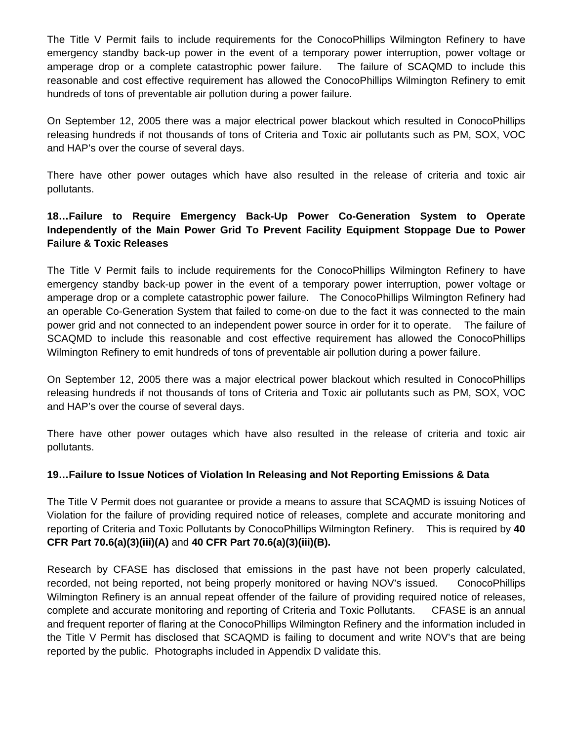The Title V Permit fails to include requirements for the ConocoPhillips Wilmington Refinery to have emergency standby back-up power in the event of a temporary power interruption, power voltage or amperage drop or a complete catastrophic power failure. The failure of SCAQMD to include this reasonable and cost effective requirement has allowed the ConocoPhillips Wilmington Refinery to emit hundreds of tons of preventable air pollution during a power failure.

On September 12, 2005 there was a major electrical power blackout which resulted in ConocoPhillips releasing hundreds if not thousands of tons of Criteria and Toxic air pollutants such as PM, SOX, VOC and HAP's over the course of several days.

There have other power outages which have also resulted in the release of criteria and toxic air pollutants.

**18…Failure to Require Emergency Back-Up Power Co-Generation System to Operate Independently of the Main Power Grid To Prevent Facility Equipment Stoppage Due to Power Failure & Toxic Releases**

The Title V Permit fails to include requirements for the ConocoPhillips Wilmington Refinery to have emergency standby back-up power in the event of a temporary power interruption, power voltage or amperage drop or a complete catastrophic power failure. The ConocoPhillips Wilmington Refinery had an operable Co-Generation System that failed to come-on due to the fact it was connected to the main power grid and not connected to an independent power source in order for it to operate. The failure of SCAQMD to include this reasonable and cost effective requirement has allowed the ConocoPhillips Wilmington Refinery to emit hundreds of tons of preventable air pollution during a power failure.

On September 12, 2005 there was a major electrical power blackout which resulted in ConocoPhillips releasing hundreds if not thousands of tons of Criteria and Toxic air pollutants such as PM, SOX, VOC and HAP's over the course of several days.

There have other power outages which have also resulted in the release of criteria and toxic air pollutants.

**19…Failure to Issue Notices of Violation In Releasing and Not Reporting Emissions & Data**

The Title V Permit does not guarantee or provide a means to assure that SCAQMD is issuing Notices of Violation for the failure of providing required notice of releases, complete and accurate monitoring and reporting of Criteria and Toxic Pollutants by ConocoPhillips Wilmington Refinery. This is required by **40 CFR Part 70.6(a)(3)(iii)(A)** and **40 CFR Part 70.6(a)(3)(iii)(B).**

Research by CFASE has disclosed that emissions in the past have not been properly calculated, recorded, not being reported, not being properly monitored or having NOV's issued. ConocoPhillips Wilmington Refinery is an annual repeat offender of the failure of providing required notice of releases, complete and accurate monitoring and reporting of Criteria and Toxic Pollutants. CFASE is an annual and frequent reporter of flaring at the ConocoPhillips Wilmington Refinery and the information included in the Title V Permit has disclosed that SCAQMD is failing to document and write NOV's that are being reported by the public. Photographs included in Appendix D validate this.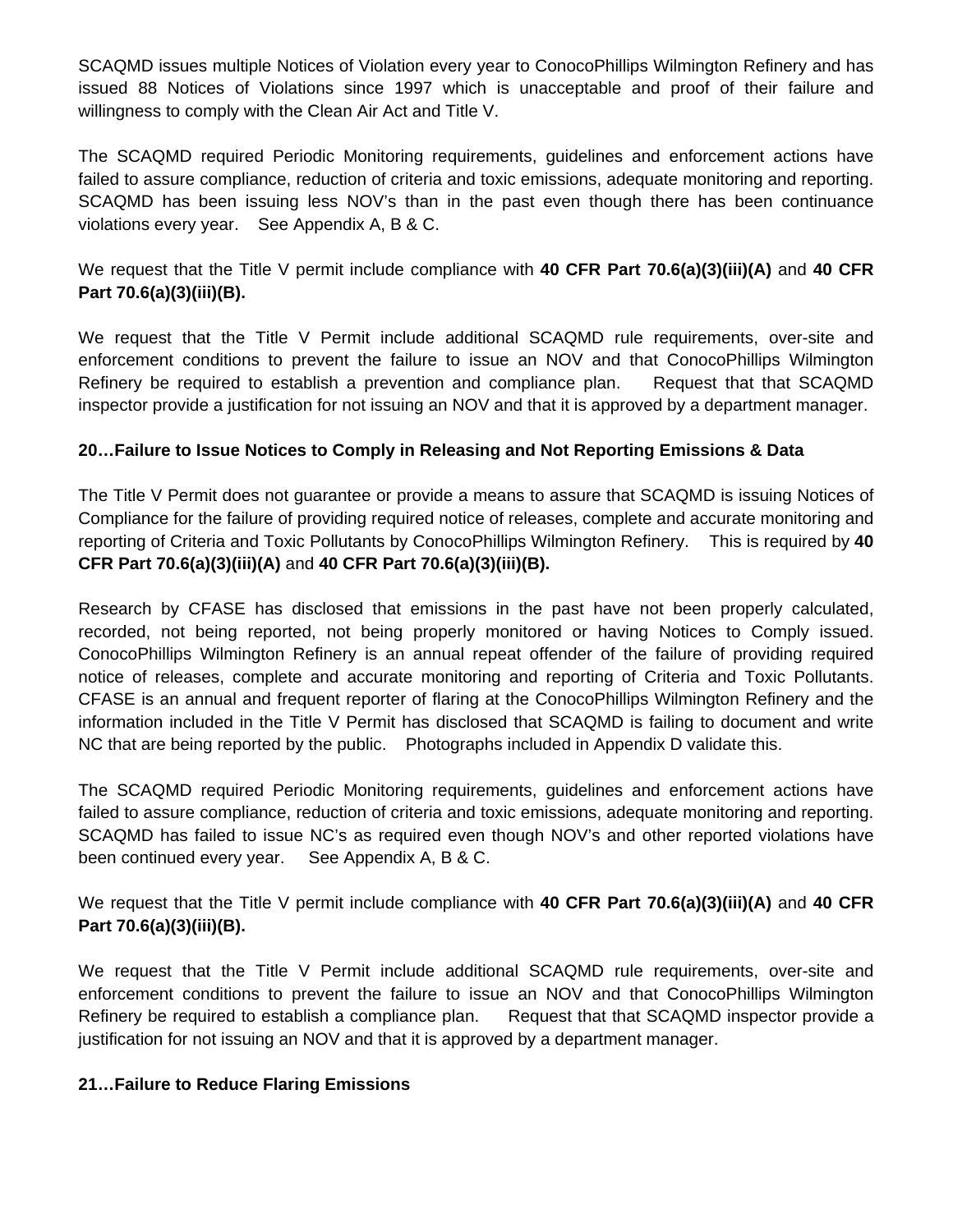SCAQMD issues multiple Notices of Violation every year to ConocoPhillips Wilmington Refinery and has issued 88 Notices of Violations since 1997 which is unacceptable and proof of their failure and willingness to comply with the Clean Air Act and Title V.

The SCAQMD required Periodic Monitoring requirements, guidelines and enforcement actions have failed to assure compliance, reduction of criteria and toxic emissions, adequate monitoring and reporting. SCAQMD has been issuing less NOV's than in the past even though there has been continuance violations every year. See Appendix A, B & C.

We request that the Title V permit include compliance with **40 CFR Part 70.6(a)(3)(iii)(A)** and **40 CFR Part 70.6(a)(3)(iii)(B).**

We request that the Title V Permit include additional SCAQMD rule requirements, over-site and enforcement conditions to prevent the failure to issue an NOV and that ConocoPhillips Wilmington Refinery be required to establish a prevention and compliance plan. Request that that SCAQMD inspector provide a justification for not issuing an NOV and that it is approved by a department manager.

**20…Failure to Issue Notices to Comply in Releasing and Not Reporting Emissions & Data**

The Title V Permit does not guarantee or provide a means to assure that SCAQMD is issuing Notices of Compliance for the failure of providing required notice of releases, complete and accurate monitoring and reporting of Criteria and Toxic Pollutants by ConocoPhillips Wilmington Refinery. This is required by **40 CFR Part 70.6(a)(3)(iii)(A)** and **40 CFR Part 70.6(a)(3)(iii)(B).**

Research by CFASE has disclosed that emissions in the past have not been properly calculated, recorded, not being reported, not being properly monitored or having Notices to Comply issued. ConocoPhillips Wilmington Refinery is an annual repeat offender of the failure of providing required notice of releases, complete and accurate monitoring and reporting of Criteria and Toxic Pollutants. CFASE is an annual and frequent reporter of flaring at the ConocoPhillips Wilmington Refinery and the information included in the Title V Permit has disclosed that SCAQMD is failing to document and write NC that are being reported by the public. Photographs included in Appendix D validate this.

The SCAQMD required Periodic Monitoring requirements, guidelines and enforcement actions have failed to assure compliance, reduction of criteria and toxic emissions, adequate monitoring and reporting. SCAQMD has failed to issue NC's as required even though NOV's and other reported violations have been continued every year. See Appendix A, B & C.

We request that the Title V permit include compliance with **40 CFR Part 70.6(a)(3)(iii)(A)** and **40 CFR Part 70.6(a)(3)(iii)(B).**

We request that the Title V Permit include additional SCAQMD rule requirements, over-site and enforcement conditions to prevent the failure to issue an NOV and that ConocoPhillips Wilmington Refinery be required to establish a compliance plan. Request that that SCAQMD inspector provide a justification for not issuing an NOV and that it is approved by a department manager.

**21…Failure to Reduce Flaring Emissions**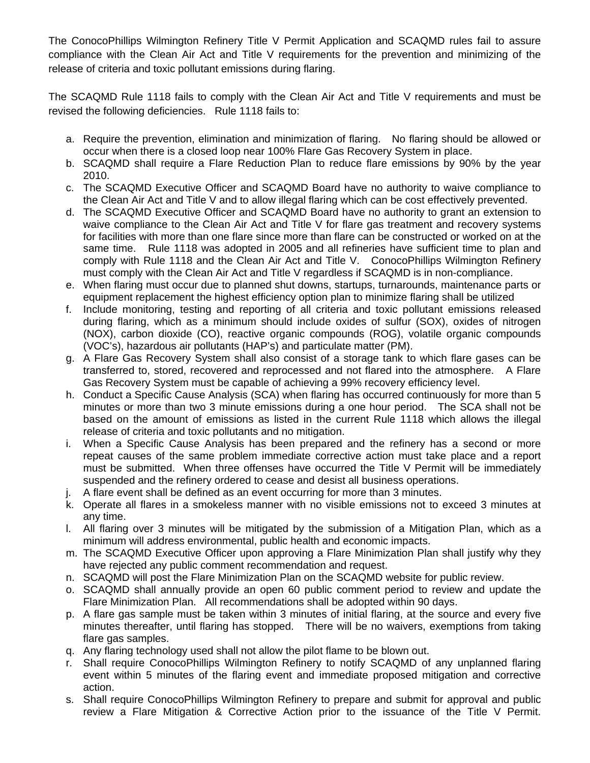The ConocoPhillips Wilmington Refinery Title V Permit Application and SCAQMD rules fail to assure compliance with the Clean Air Act and Title V requirements for the prevention and minimizing of the release of criteria and toxic pollutant emissions during flaring.

The SCAQMD Rule 1118 fails to comply with the Clean Air Act and Title V requirements and must be revised the following deficiencies. Rule 1118 fails to:

a. Require the prevention, elimination and minimization of flaring. No flaring should be allowed or occur when there is a closed loop near 100% Flare Gas Recovery System in place.
b. SCAQMD shall require a Flare Reduction Plan to reduce flare emissions by 90% by the year 2010.
c. The SCAQMD Executive Officer and SCAQMD Board have no authority to waive compliance to the Clean Air Act and Title V and to allow illegal flaring which can be cost effectively prevented.
d. The SCAQMD Executive Officer and SCAQMD Board have no authority to grant an extension to waive compliance to the Clean Air Act and Title V for flare gas treatment and recovery systems for facilities with more than one flare since more than flare can be constructed or worked on at the same time. Rule 1118 was adopted in 2005 and all refineries have sufficient time to plan and comply with Rule 1118 and the Clean Air Act and Title V. ConocoPhillips Wilmington Refinery must comply with the Clean Air Act and Title V regardless if SCAQMD is in non-compliance.
e. When flaring must occur due to planned shut downs, startups, turnarounds, maintenance parts or equipment replacement the highest efficiency option plan to minimize flaring shall be utilized
f. Include monitoring, testing and reporting of all criteria and toxic pollutant emissions released during flaring, which as a minimum should include oxides of sulfur (SOX), oxides of nitrogen (NOX), carbon dioxide (CO), reactive organic compounds (ROG), volatile organic compounds (VOC's), hazardous air pollutants (HAP's) and particulate matter (PM).
g. A Flare Gas Recovery System shall also consist of a storage tank to which flare gases can be transferred to, stored, recovered and reprocessed and not flared into the atmosphere. A Flare Gas Recovery System must be capable of achieving a 99% recovery efficiency level.
h. Conduct a Specific Cause Analysis (SCA) when flaring has occurred continuously for more than 5 minutes or more than two 3 minute emissions during a one hour period. The SCA shall not be based on the amount of emissions as listed in the current Rule 1118 which allows the illegal release of criteria and toxic pollutants and no mitigation.
i. When a Specific Cause Analysis has been prepared and the refinery has a second or more repeat causes of the same problem immediate corrective action must take place and a report must be submitted. When three offenses have occurred the Title V Permit will be immediately suspended and the refinery ordered to cease and desist all business operations.
j. A flare event shall be defined as an event occurring for more than 3 minutes.
k. Operate all flares in a smokeless manner with no visible emissions not to exceed 3 minutes at any time.
l. All flaring over 3 minutes will be mitigated by the submission of a Mitigation Plan, which as a minimum will address environmental, public health and economic impacts.
m. The SCAQMD Executive Officer upon approving a Flare Minimization Plan shall justify why they have rejected any public comment recommendation and request.
n. SCAQMD will post the Flare Minimization Plan on the SCAQMD website for public review.
o. SCAQMD shall annually provide an open 60 public comment period to review and update the Flare Minimization Plan. All recommendations shall be adopted within 90 days.
p. A flare gas sample must be taken within 3 minutes of initial flaring, at the source and every five minutes thereafter, until flaring has stopped. There will be no waivers, exemptions from taking flare gas samples.
q. Any flaring technology used shall not allow the pilot flame to be blown out.
r. Shall require ConocoPhillips Wilmington Refinery to notify SCAQMD of any unplanned flaring event within 5 minutes of the flaring event and immediate proposed mitigation and corrective action.
s. Shall require ConocoPhillips Wilmington Refinery to prepare and submit for approval and public review a Flare Mitigation & Corrective Action prior to the issuance of the Title V Permit.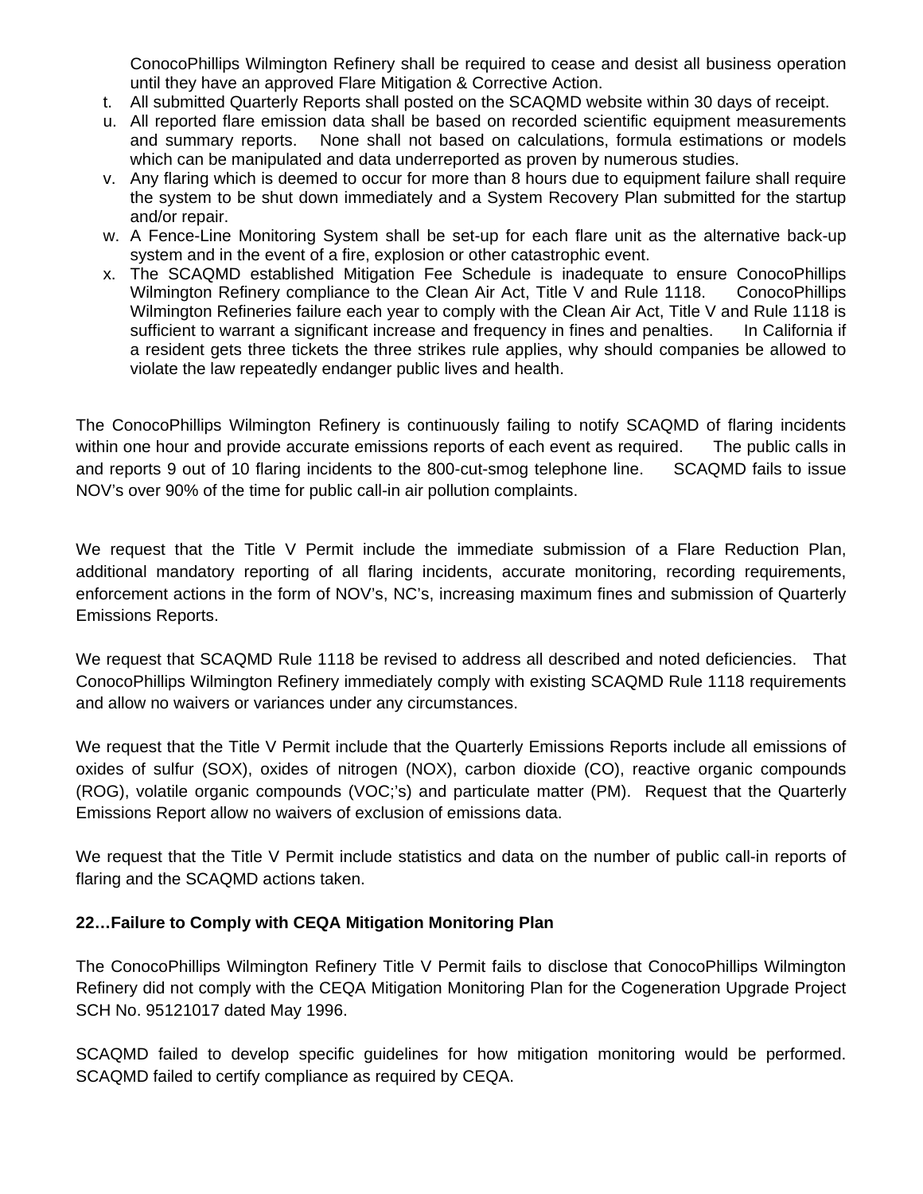ConocoPhillips Wilmington Refinery shall be required to cease and desist all business operation until they have an approved Flare Mitigation & Corrective Action.

t. All submitted Quarterly Reports shall posted on the SCAQMD website within 30 days of receipt.
u. All reported flare emission data shall be based on recorded scientific equipment measurements and summary reports. None shall not based on calculations, formula estimations or models which can be manipulated and data underreported as proven by numerous studies.
v. Any flaring which is deemed to occur for more than 8 hours due to equipment failure shall require the system to be shut down immediately and a System Recovery Plan submitted for the startup and/or repair.
w. A Fence-Line Monitoring System shall be set-up for each flare unit as the alternative back-up system and in the event of a fire, explosion or other catastrophic event.
x. The SCAQMD established Mitigation Fee Schedule is inadequate to ensure ConocoPhillips Wilmington Refinery compliance to the Clean Air Act, Title V and Rule 1118. ConocoPhillips Wilmington Refineries failure each year to comply with the Clean Air Act, Title V and Rule 1118 is sufficient to warrant a significant increase and frequency in fines and penalties. In California if a resident gets three tickets the three strikes rule applies, why should companies be allowed to violate the law repeatedly endanger public lives and health.

The ConocoPhillips Wilmington Refinery is continuously failing to notify SCAQMD of flaring incidents within one hour and provide accurate emissions reports of each event as required. The public calls in and reports 9 out of 10 flaring incidents to the 800-cut-smog telephone line. SCAQMD fails to issue NOV's over 90% of the time for public call-in air pollution complaints.

We request that the Title V Permit include the immediate submission of a Flare Reduction Plan, additional mandatory reporting of all flaring incidents, accurate monitoring, recording requirements, enforcement actions in the form of NOV's, NC's, increasing maximum fines and submission of Quarterly Emissions Reports.

We request that SCAQMD Rule 1118 be revised to address all described and noted deficiencies. That ConocoPhillips Wilmington Refinery immediately comply with existing SCAQMD Rule 1118 requirements and allow no waivers or variances under any circumstances.

We request that the Title V Permit include that the Quarterly Emissions Reports include all emissions of oxides of sulfur (SOX), oxides of nitrogen (NOX), carbon dioxide (CO), reactive organic compounds (ROG), volatile organic compounds (VOC;'s) and particulate matter (PM). Request that the Quarterly Emissions Report allow no waivers of exclusion of emissions data.

We request that the Title V Permit include statistics and data on the number of public call-in reports of flaring and the SCAQMD actions taken.

**22…Failure to Comply with CEQA Mitigation Monitoring Plan**

The ConocoPhillips Wilmington Refinery Title V Permit fails to disclose that ConocoPhillips Wilmington Refinery did not comply with the CEQA Mitigation Monitoring Plan for the Cogeneration Upgrade Project SCH No. 95121017 dated May 1996.

SCAQMD failed to develop specific guidelines for how mitigation monitoring would be performed. SCAQMD failed to certify compliance as required by CEQA.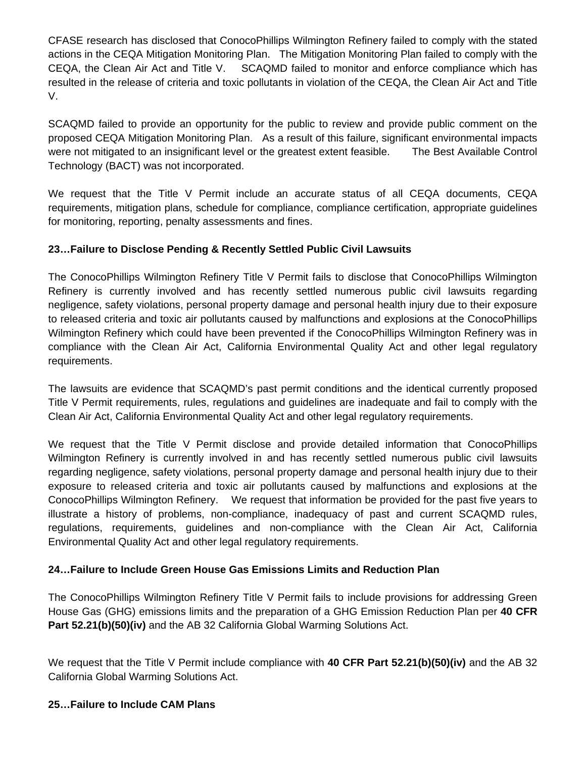CFASE research has disclosed that ConocoPhillips Wilmington Refinery failed to comply with the stated actions in the CEQA Mitigation Monitoring Plan. The Mitigation Monitoring Plan failed to comply with the CEQA, the Clean Air Act and Title V. SCAQMD failed to monitor and enforce compliance which has resulted in the release of criteria and toxic pollutants in violation of the CEQA, the Clean Air Act and Title V.

SCAQMD failed to provide an opportunity for the public to review and provide public comment on the proposed CEQA Mitigation Monitoring Plan. As a result of this failure, significant environmental impacts were not mitigated to an insignificant level or the greatest extent feasible. The Best Available Control Technology (BACT) was not incorporated.

We request that the Title V Permit include an accurate status of all CEQA documents, CEQA requirements, mitigation plans, schedule for compliance, compliance certification, appropriate guidelines for monitoring, reporting, penalty assessments and fines.

**23…Failure to Disclose Pending & Recently Settled Public Civil Lawsuits**

The ConocoPhillips Wilmington Refinery Title V Permit fails to disclose that ConocoPhillips Wilmington Refinery is currently involved and has recently settled numerous public civil lawsuits regarding negligence, safety violations, personal property damage and personal health injury due to their exposure to released criteria and toxic air pollutants caused by malfunctions and explosions at the ConocoPhillips Wilmington Refinery which could have been prevented if the ConocoPhillips Wilmington Refinery was in compliance with the Clean Air Act, California Environmental Quality Act and other legal regulatory requirements.

The lawsuits are evidence that SCAQMD's past permit conditions and the identical currently proposed Title V Permit requirements, rules, regulations and guidelines are inadequate and fail to comply with the Clean Air Act, California Environmental Quality Act and other legal regulatory requirements.

We request that the Title V Permit disclose and provide detailed information that ConocoPhillips Wilmington Refinery is currently involved in and has recently settled numerous public civil lawsuits regarding negligence, safety violations, personal property damage and personal health injury due to their exposure to released criteria and toxic air pollutants caused by malfunctions and explosions at the ConocoPhillips Wilmington Refinery. We request that information be provided for the past five years to illustrate a history of problems, non-compliance, inadequacy of past and current SCAQMD rules, regulations, requirements, guidelines and non-compliance with the Clean Air Act, California Environmental Quality Act and other legal regulatory requirements.

**24…Failure to Include Green House Gas Emissions Limits and Reduction Plan**

The ConocoPhillips Wilmington Refinery Title V Permit fails to include provisions for addressing Green House Gas (GHG) emissions limits and the preparation of a GHG Emission Reduction Plan per **40 CFR Part 52.21(b)(50)(iv)** and the AB 32 California Global Warming Solutions Act.

We request that the Title V Permit include compliance with **40 CFR Part 52.21(b)(50)(iv)** and the AB 32 California Global Warming Solutions Act.

**25…Failure to Include CAM Plans**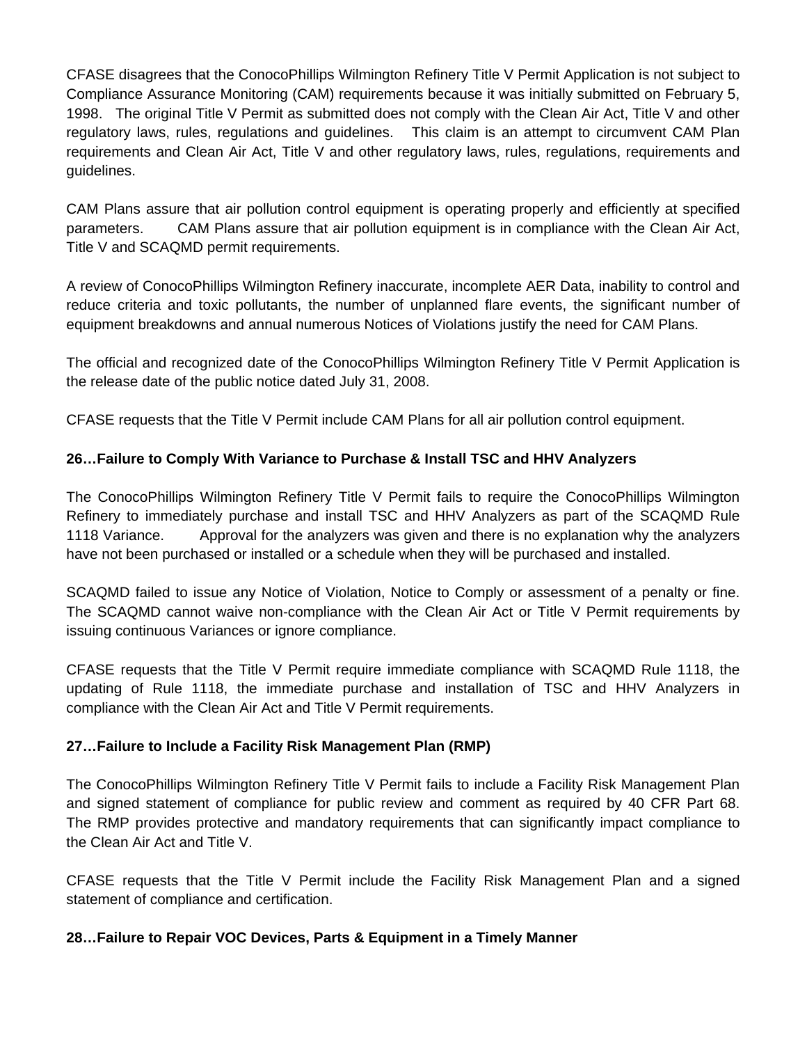CFASE disagrees that the ConocoPhillips Wilmington Refinery Title V Permit Application is not subject to Compliance Assurance Monitoring (CAM) requirements because it was initially submitted on February 5, 1998. The original Title V Permit as submitted does not comply with the Clean Air Act, Title V and other regulatory laws, rules, regulations and guidelines. This claim is an attempt to circumvent CAM Plan requirements and Clean Air Act, Title V and other regulatory laws, rules, regulations, requirements and guidelines.

CAM Plans assure that air pollution control equipment is operating properly and efficiently at specified parameters. CAM Plans assure that air pollution equipment is in compliance with the Clean Air Act, Title V and SCAQMD permit requirements.

A review of ConocoPhillips Wilmington Refinery inaccurate, incomplete AER Data, inability to control and reduce criteria and toxic pollutants, the number of unplanned flare events, the significant number of equipment breakdowns and annual numerous Notices of Violations justify the need for CAM Plans.

The official and recognized date of the ConocoPhillips Wilmington Refinery Title V Permit Application is the release date of the public notice dated July 31, 2008.

CFASE requests that the Title V Permit include CAM Plans for all air pollution control equipment.

**26…Failure to Comply With Variance to Purchase & Install TSC and HHV Analyzers**

The ConocoPhillips Wilmington Refinery Title V Permit fails to require the ConocoPhillips Wilmington Refinery to immediately purchase and install TSC and HHV Analyzers as part of the SCAQMD Rule 1118 Variance. Approval for the analyzers was given and there is no explanation why the analyzers have not been purchased or installed or a schedule when they will be purchased and installed.

SCAQMD failed to issue any Notice of Violation, Notice to Comply or assessment of a penalty or fine. The SCAQMD cannot waive non-compliance with the Clean Air Act or Title V Permit requirements by issuing continuous Variances or ignore compliance.

CFASE requests that the Title V Permit require immediate compliance with SCAQMD Rule 1118, the updating of Rule 1118, the immediate purchase and installation of TSC and HHV Analyzers in compliance with the Clean Air Act and Title V Permit requirements.

**27…Failure to Include a Facility Risk Management Plan (RMP)**

The ConocoPhillips Wilmington Refinery Title V Permit fails to include a Facility Risk Management Plan and signed statement of compliance for public review and comment as required by 40 CFR Part 68. The RMP provides protective and mandatory requirements that can significantly impact compliance to the Clean Air Act and Title V.

CFASE requests that the Title V Permit include the Facility Risk Management Plan and a signed statement of compliance and certification.

**28…Failure to Repair VOC Devices, Parts & Equipment in a Timely Manner**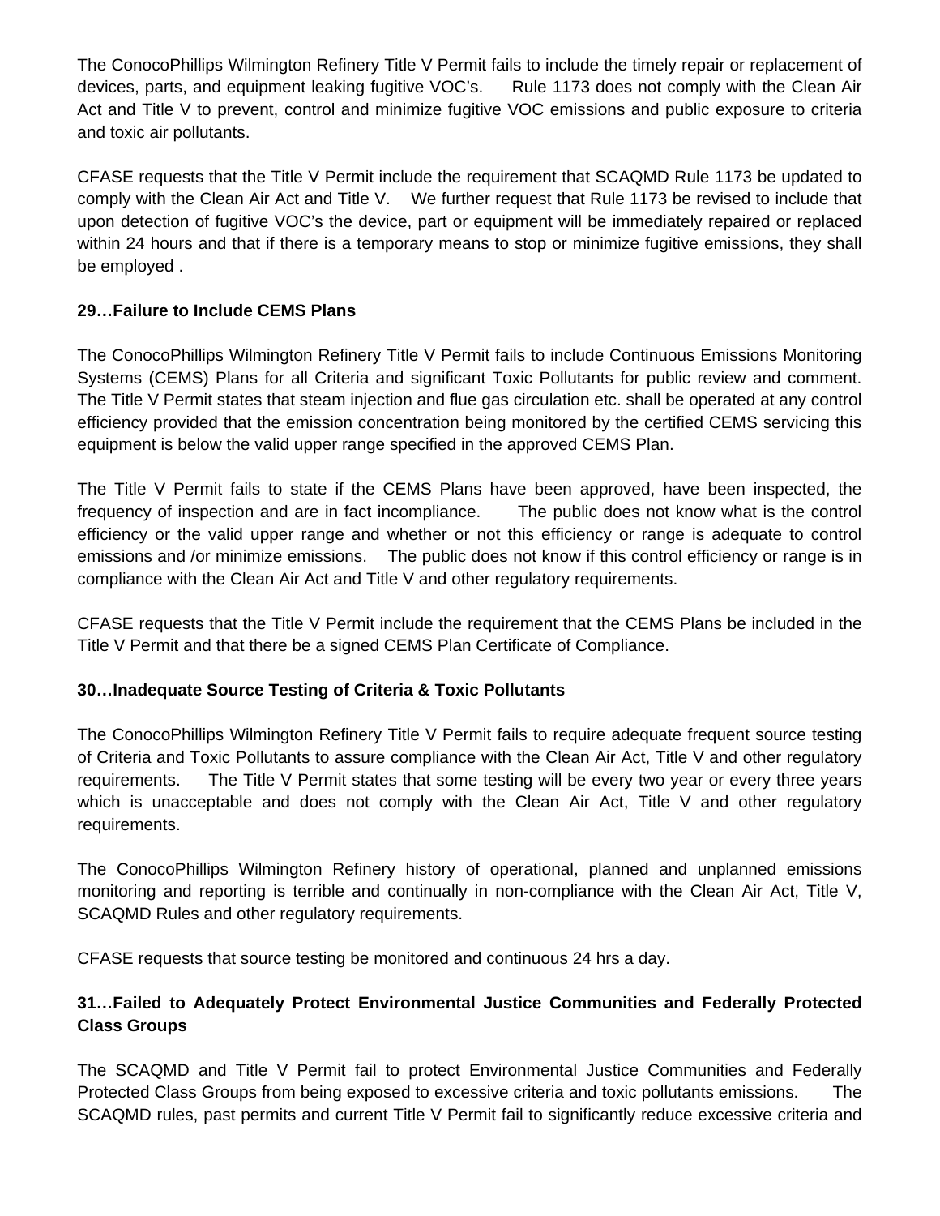The ConocoPhillips Wilmington Refinery Title V Permit fails to include the timely repair or replacement of devices, parts, and equipment leaking fugitive VOC's. Rule 1173 does not comply with the Clean Air Act and Title V to prevent, control and minimize fugitive VOC emissions and public exposure to criteria and toxic air pollutants.

CFASE requests that the Title V Permit include the requirement that SCAQMD Rule 1173 be updated to comply with the Clean Air Act and Title V. We further request that Rule 1173 be revised to include that upon detection of fugitive VOC's the device, part or equipment will be immediately repaired or replaced within 24 hours and that if there is a temporary means to stop or minimize fugitive emissions, they shall be employed .

**29…Failure to Include CEMS Plans**

The ConocoPhillips Wilmington Refinery Title V Permit fails to include Continuous Emissions Monitoring Systems (CEMS) Plans for all Criteria and significant Toxic Pollutants for public review and comment. The Title V Permit states that steam injection and flue gas circulation etc. shall be operated at any control efficiency provided that the emission concentration being monitored by the certified CEMS servicing this equipment is below the valid upper range specified in the approved CEMS Plan.

The Title V Permit fails to state if the CEMS Plans have been approved, have been inspected, the frequency of inspection and are in fact incompliance. The public does not know what is the control efficiency or the valid upper range and whether or not this efficiency or range is adequate to control emissions and /or minimize emissions. The public does not know if this control efficiency or range is in compliance with the Clean Air Act and Title V and other regulatory requirements.

CFASE requests that the Title V Permit include the requirement that the CEMS Plans be included in the Title V Permit and that there be a signed CEMS Plan Certificate of Compliance.

**30…Inadequate Source Testing of Criteria & Toxic Pollutants**

The ConocoPhillips Wilmington Refinery Title V Permit fails to require adequate frequent source testing of Criteria and Toxic Pollutants to assure compliance with the Clean Air Act, Title V and other regulatory requirements. The Title V Permit states that some testing will be every two year or every three years which is unacceptable and does not comply with the Clean Air Act, Title V and other regulatory requirements.

The ConocoPhillips Wilmington Refinery history of operational, planned and unplanned emissions monitoring and reporting is terrible and continually in non-compliance with the Clean Air Act, Title V, SCAQMD Rules and other regulatory requirements.

CFASE requests that source testing be monitored and continuous 24 hrs a day.

**31…Failed to Adequately Protect Environmental Justice Communities and Federally Protected Class Groups**

The SCAQMD and Title V Permit fail to protect Environmental Justice Communities and Federally Protected Class Groups from being exposed to excessive criteria and toxic pollutants emissions. The SCAQMD rules, past permits and current Title V Permit fail to significantly reduce excessive criteria and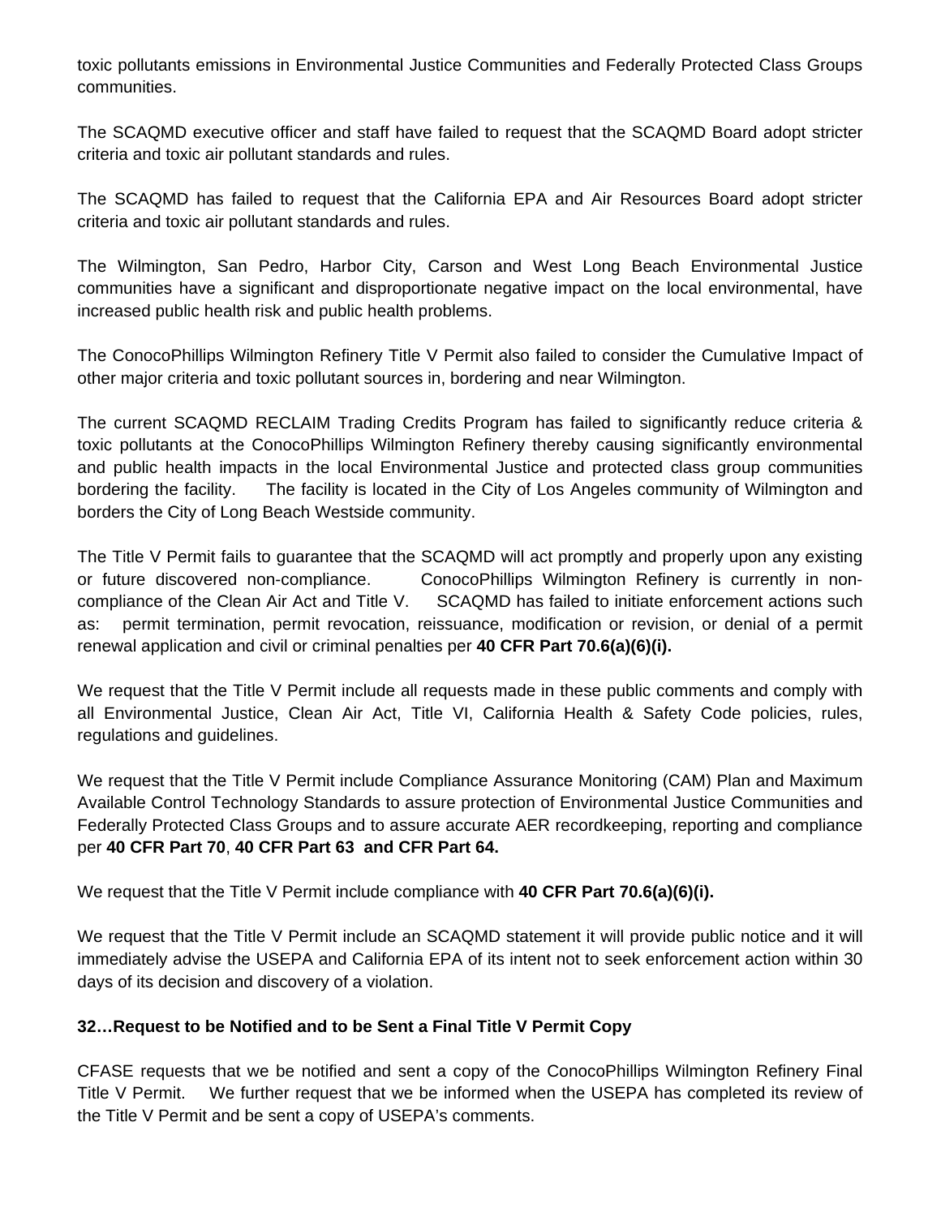toxic pollutants emissions in Environmental Justice Communities and Federally Protected Class Groups communities.

The SCAQMD executive officer and staff have failed to request that the SCAQMD Board adopt stricter criteria and toxic air pollutant standards and rules.

The SCAQMD has failed to request that the California EPA and Air Resources Board adopt stricter criteria and toxic air pollutant standards and rules.

The Wilmington, San Pedro, Harbor City, Carson and West Long Beach Environmental Justice communities have a significant and disproportionate negative impact on the local environmental, have increased public health risk and public health problems.

The ConocoPhillips Wilmington Refinery Title V Permit also failed to consider the Cumulative Impact of other major criteria and toxic pollutant sources in, bordering and near Wilmington.

The current SCAQMD RECLAIM Trading Credits Program has failed to significantly reduce criteria & toxic pollutants at the ConocoPhillips Wilmington Refinery thereby causing significantly environmental and public health impacts in the local Environmental Justice and protected class group communities bordering the facility. The facility is located in the City of Los Angeles community of Wilmington and borders the City of Long Beach Westside community.

The Title V Permit fails to guarantee that the SCAQMD will act promptly and properly upon any existing or future discovered non-compliance. ConocoPhillips Wilmington Refinery is currently in non-compliance of the Clean Air Act and Title V. SCAQMD has failed to initiate enforcement actions such as: permit termination, permit revocation, reissuance, modification or revision, or denial of a permit renewal application and civil or criminal penalties per **40 CFR Part 70.6(a)(6)(i).**

We request that the Title V Permit include all requests made in these public comments and comply with all Environmental Justice, Clean Air Act, Title VI, California Health & Safety Code policies, rules, regulations and guidelines.

We request that the Title V Permit include Compliance Assurance Monitoring (CAM) Plan and Maximum Available Control Technology Standards to assure protection of Environmental Justice Communities and Federally Protected Class Groups and to assure accurate AER recordkeeping, reporting and compliance per **40 CFR Part 70**, **40 CFR Part 63 and CFR Part 64.**

We request that the Title V Permit include compliance with **40 CFR Part 70.6(a)(6)(i).**

We request that the Title V Permit include an SCAQMD statement it will provide public notice and it will immediately advise the USEPA and California EPA of its intent not to seek enforcement action within 30 days of its decision and discovery of a violation.

**32…Request to be Notified and to be Sent a Final Title V Permit Copy**

CFASE requests that we be notified and sent a copy of the ConocoPhillips Wilmington Refinery Final Title V Permit. We further request that we be informed when the USEPA has completed its review of the Title V Permit and be sent a copy of USEPA's comments.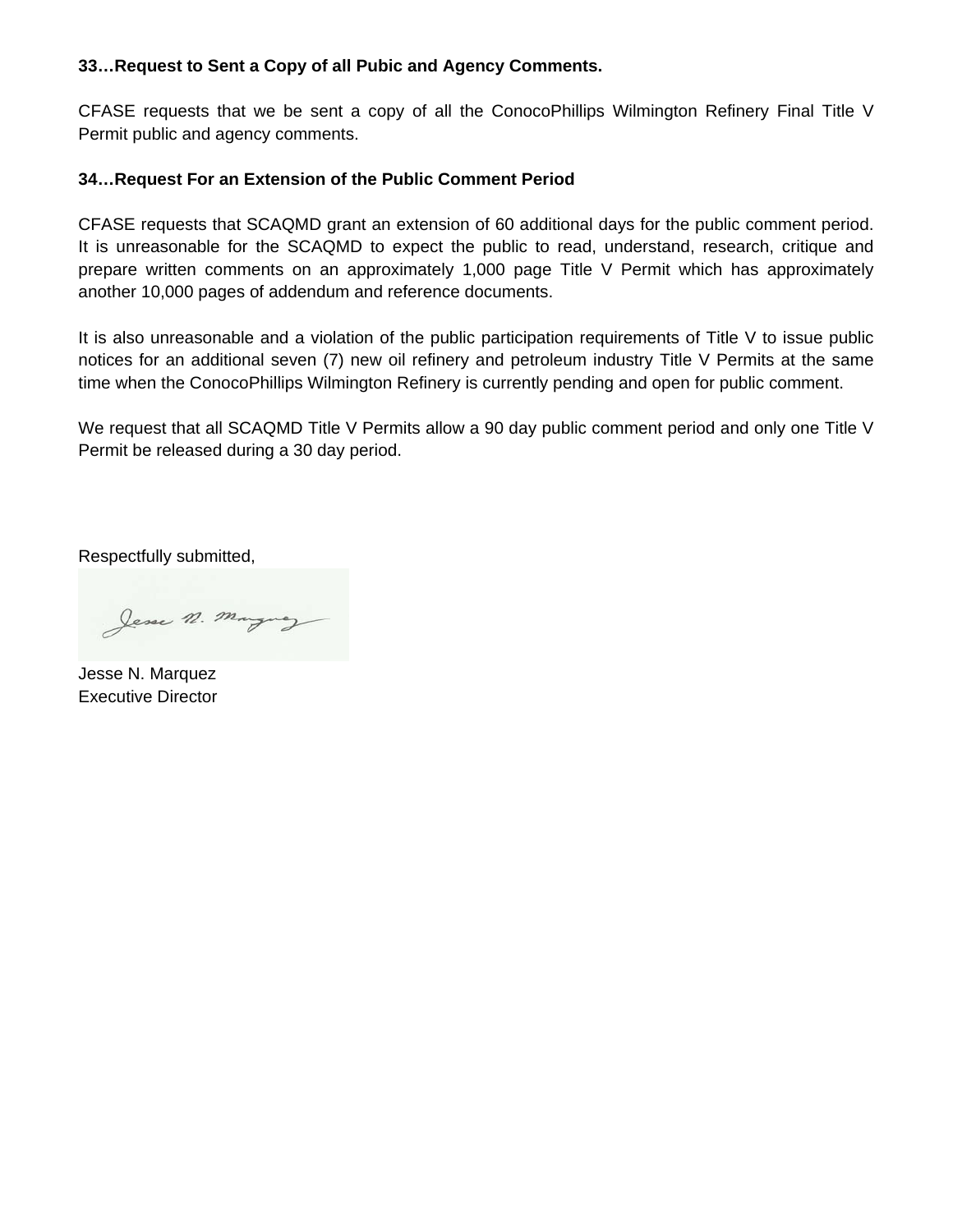**33…Request to Sent a Copy of all Pubic and Agency Comments.**

CFASE requests that we be sent a copy of all the ConocoPhillips Wilmington Refinery Final Title V Permit public and agency comments.

**34…Request For an Extension of the Public Comment Period**

CFASE requests that SCAQMD grant an extension of 60 additional days for the public comment period. It is unreasonable for the SCAQMD to expect the public to read, understand, research, critique and prepare written comments on an approximately 1,000 page Title V Permit which has approximately another 10,000 pages of addendum and reference documents.

It is also unreasonable and a violation of the public participation requirements of Title V to issue public notices for an additional seven (7) new oil refinery and petroleum industry Title V Permits at the same time when the ConocoPhillips Wilmington Refinery is currently pending and open for public comment.

We request that all SCAQMD Title V Permits allow a 90 day public comment period and only one Title V Permit be released during a 30 day period.

Respectfully submitted,

Jesse N. Marquez
Executive Director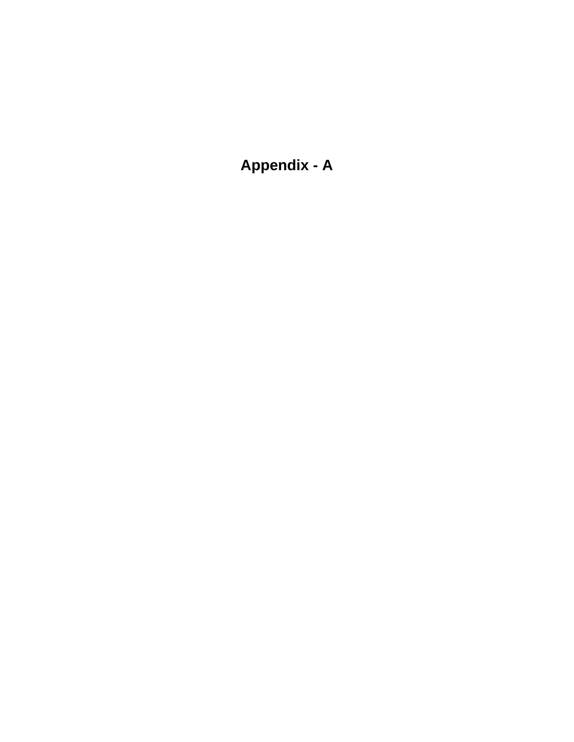# Appendix - A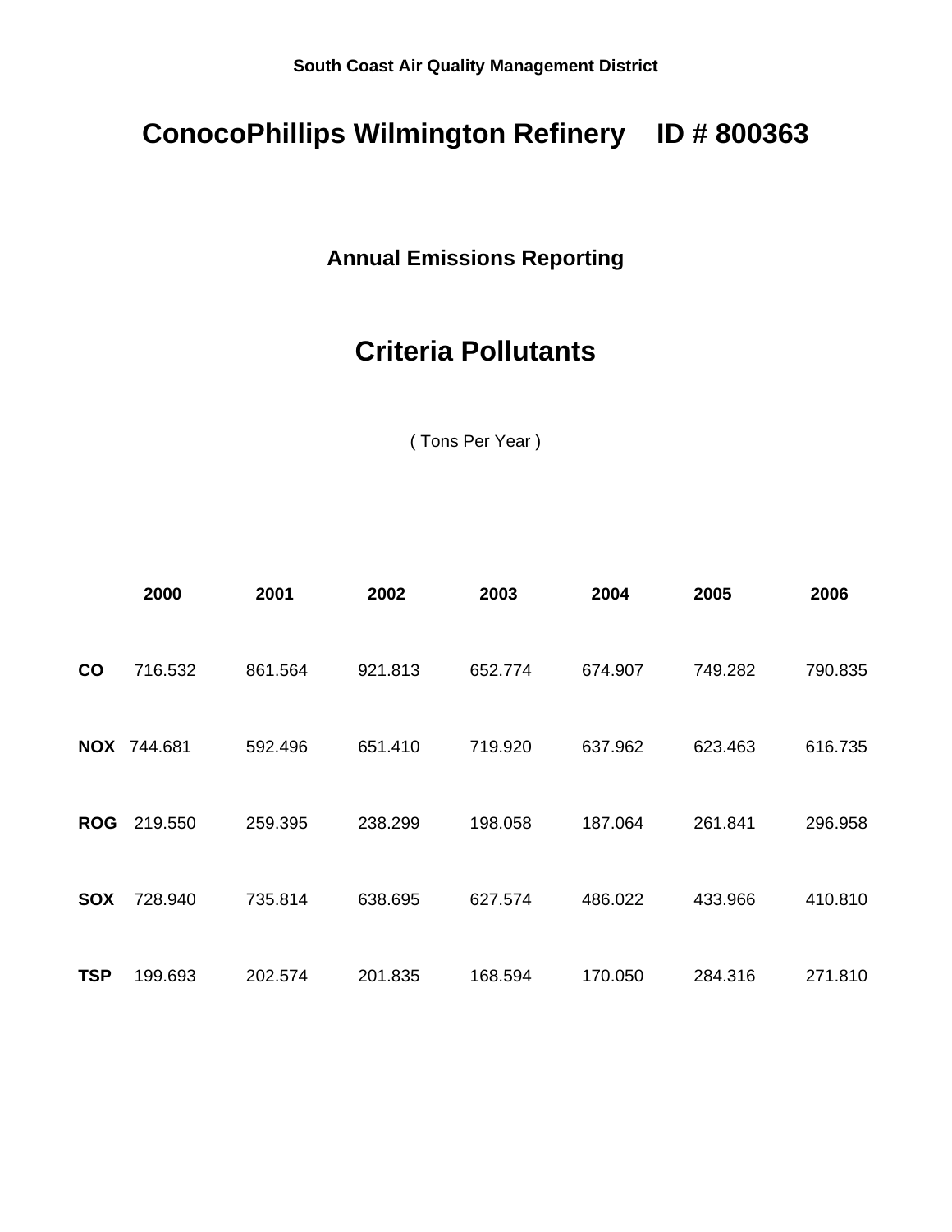South Coast Air Quality Management District

# ConocoPhillips Wilmington Refinery    ID # 800363

## Annual Emissions Reporting

## Criteria Pollutants

( Tons Per Year )

| | 2000 | 2001 | 2002 | 2003 | 2004 | 2005 | 2006 |
|---|---|---|---|---|---|---|---|
| **CO** | 716.532 | 861.564 | 921.813 | 652.774 | 674.907 | 749.282 | 790.835 |
| **NOX** | 744.681 | 592.496 | 651.410 | 719.920 | 637.962 | 623.463 | 616.735 |
| **ROG** | 219.550 | 259.395 | 238.299 | 198.058 | 187.064 | 261.841 | 296.958 |
| **SOX** | 728.940 | 735.814 | 638.695 | 627.574 | 486.022 | 433.966 | 410.810 |
| **TSP** | 199.693 | 202.574 | 201.835 | 168.594 | 170.050 | 284.316 | 271.810 |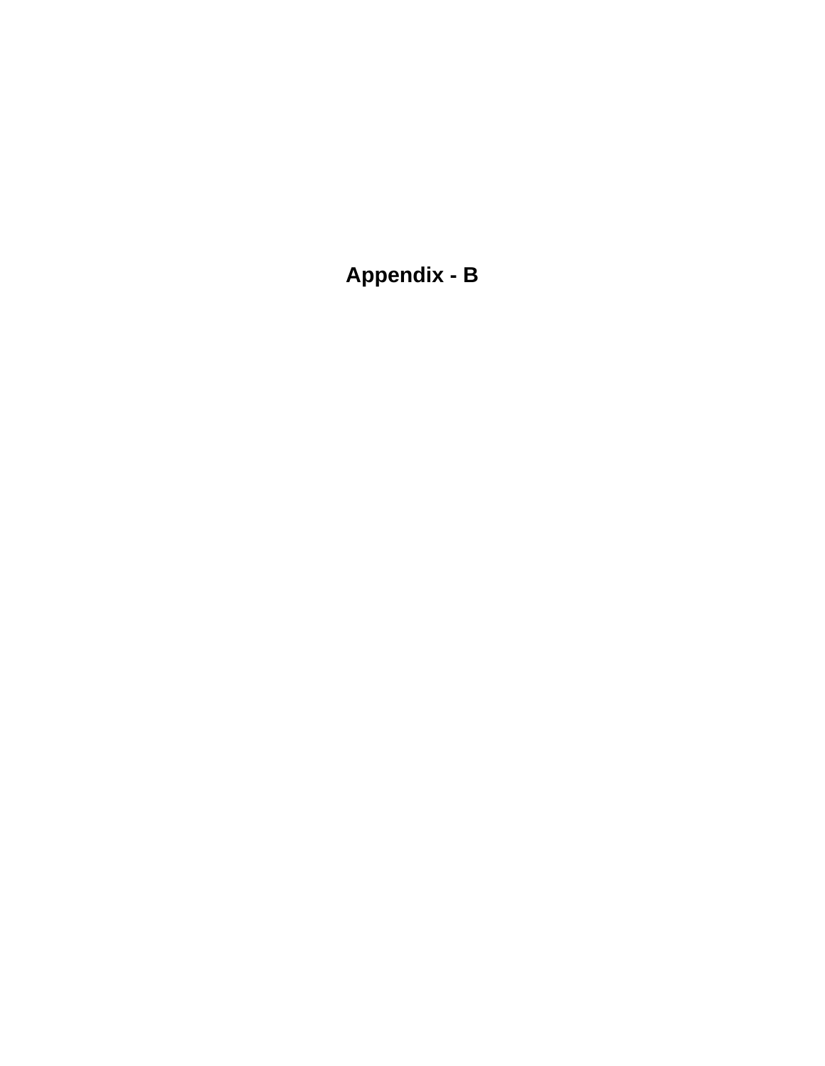# Appendix - B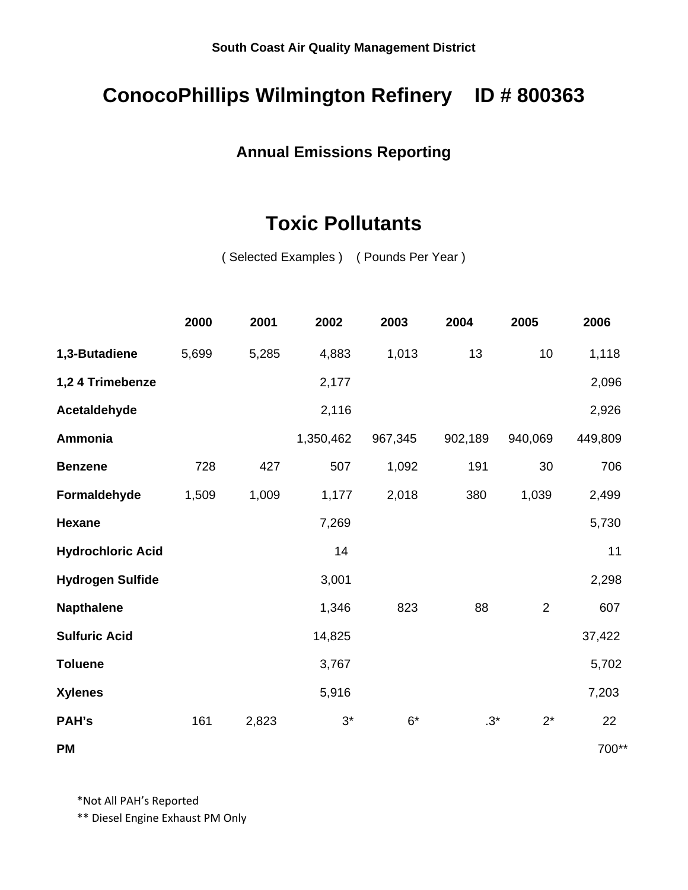South Coast Air Quality Management District

# ConocoPhillips Wilmington Refinery ID # 800363

## Annual Emissions Reporting

## Toxic Pollutants

( Selected Examples ) ( Pounds Per Year )

| | 2000 | 2001 | 2002 | 2003 | 2004 | 2005 | 2006 |
|---|---|---|---|---|---|---|---|
| **1,3-Butadiene** | 5,699 | 5,285 | 4,883 | 1,013 | 13 | 10 | 1,118 |
| **1,2 4 Trimebenze** | | | 2,177 | | | | 2,096 |
| **Acetaldehyde** | | | 2,116 | | | | 2,926 |
| **Ammonia** | | | 1,350,462 | 967,345 | 902,189 | 940,069 | 449,809 |
| **Benzene** | 728 | 427 | 507 | 1,092 | 191 | 30 | 706 |
| **Formaldehyde** | 1,509 | 1,009 | 1,177 | 2,018 | 380 | 1,039 | 2,499 |
| **Hexane** | | | 7,269 | | | | 5,730 |
| **Hydrochloric Acid** | | | 14 | | | | 11 |
| **Hydrogen Sulfide** | | | 3,001 | | | | 2,298 |
| **Napthalene** | | | 1,346 | 823 | 88 | 2 | 607 |
| **Sulfuric Acid** | | | 14,825 | | | | 37,422 |
| **Toluene** | | | 3,767 | | | | 5,702 |
| **Xylenes** | | | 5,916 | | | | 7,203 |
| **PAH's** | 161 | 2,823 | 3* | 6* | .3* | 2* | 22 |
| **PM** | | | | | | | 700** |

*Not All PAH's Reported

** Diesel Engine Exhaust PM Only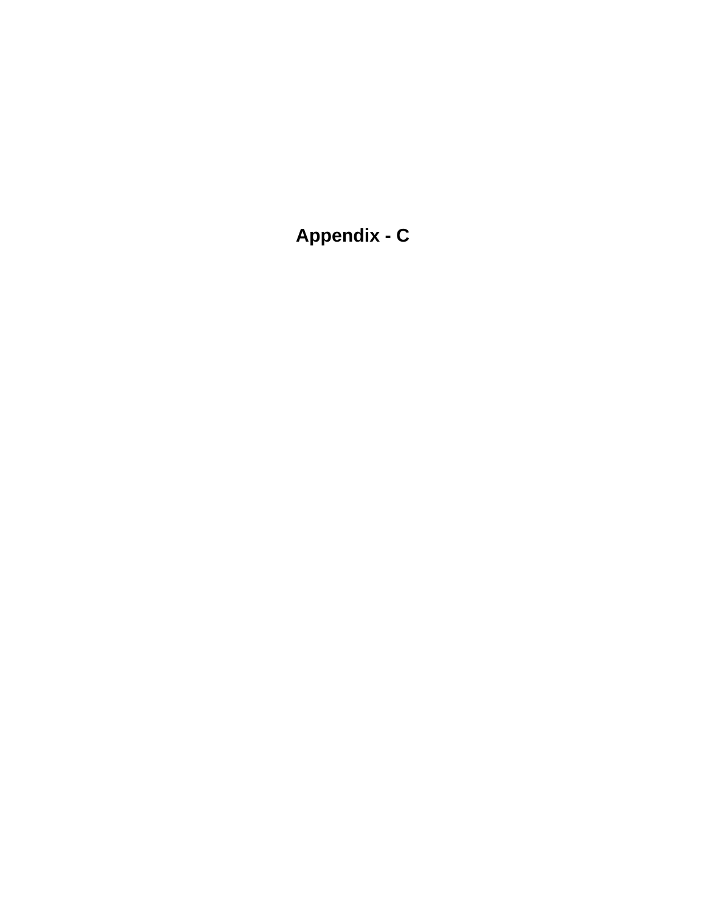# Appendix - C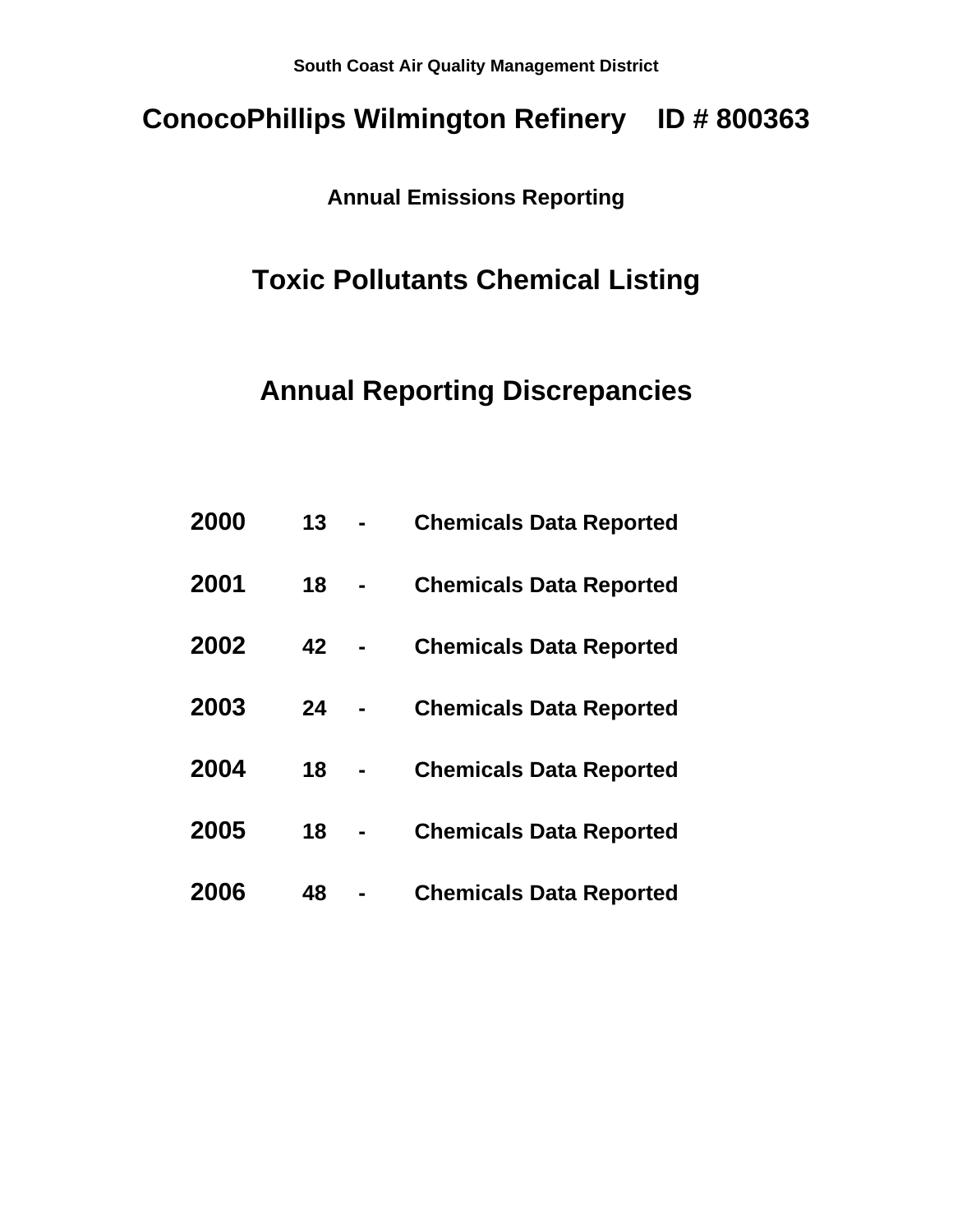**South Coast Air Quality Management District**

# ConocoPhillips Wilmington Refinery    ID # 800363

### Annual Emissions Reporting

## Toxic Pollutants Chemical Listing

## Annual Reporting Discrepancies

| | | | |
|---|---|---|---|
| **2000** | **13** | **-** | **Chemicals Data Reported** |
| **2001** | **18** | **-** | **Chemicals Data Reported** |
| **2002** | **42** | **-** | **Chemicals Data Reported** |
| **2003** | **24** | **-** | **Chemicals Data Reported** |
| **2004** | **18** | **-** | **Chemicals Data Reported** |
| **2005** | **18** | **-** | **Chemicals Data Reported** |
| **2006** | **48** | **-** | **Chemicals Data Reported** |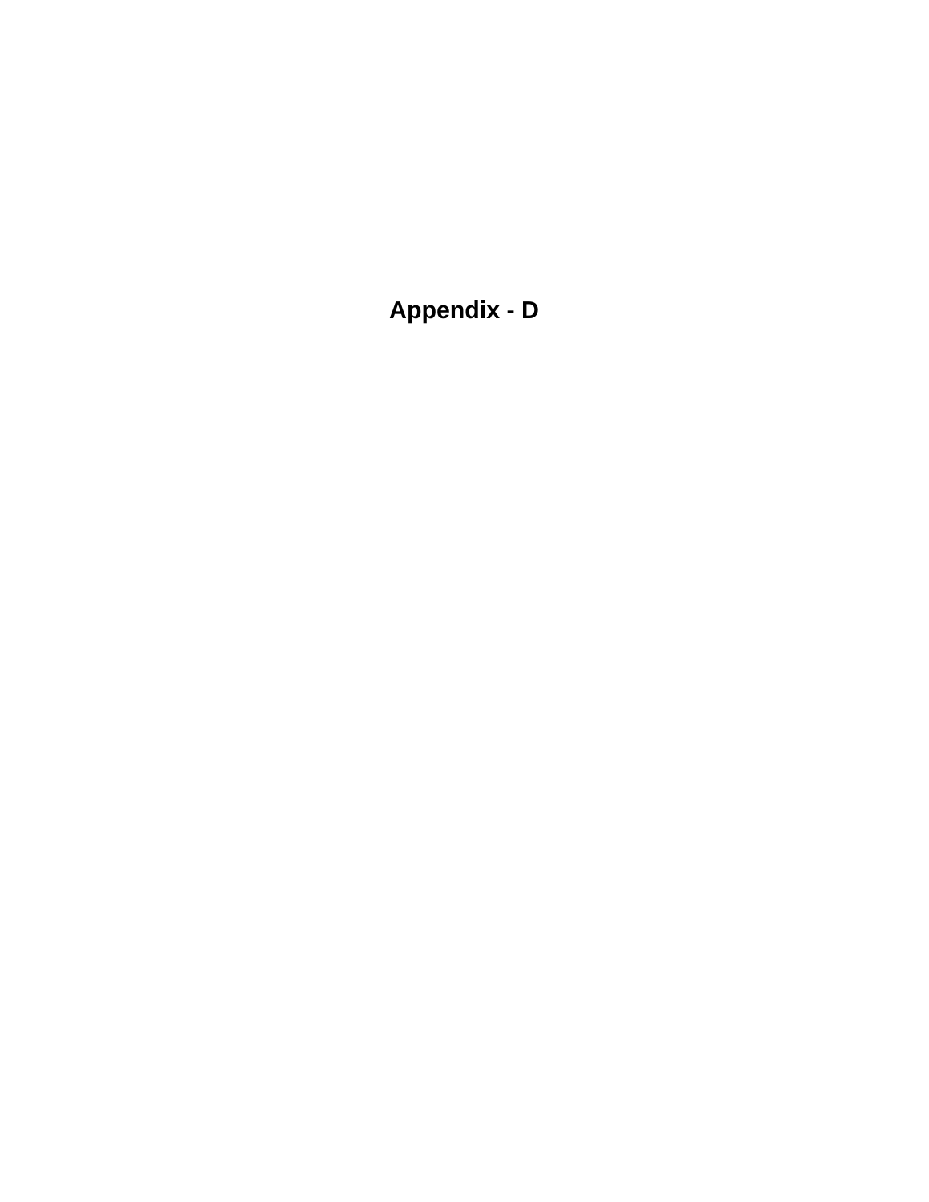# Appendix - D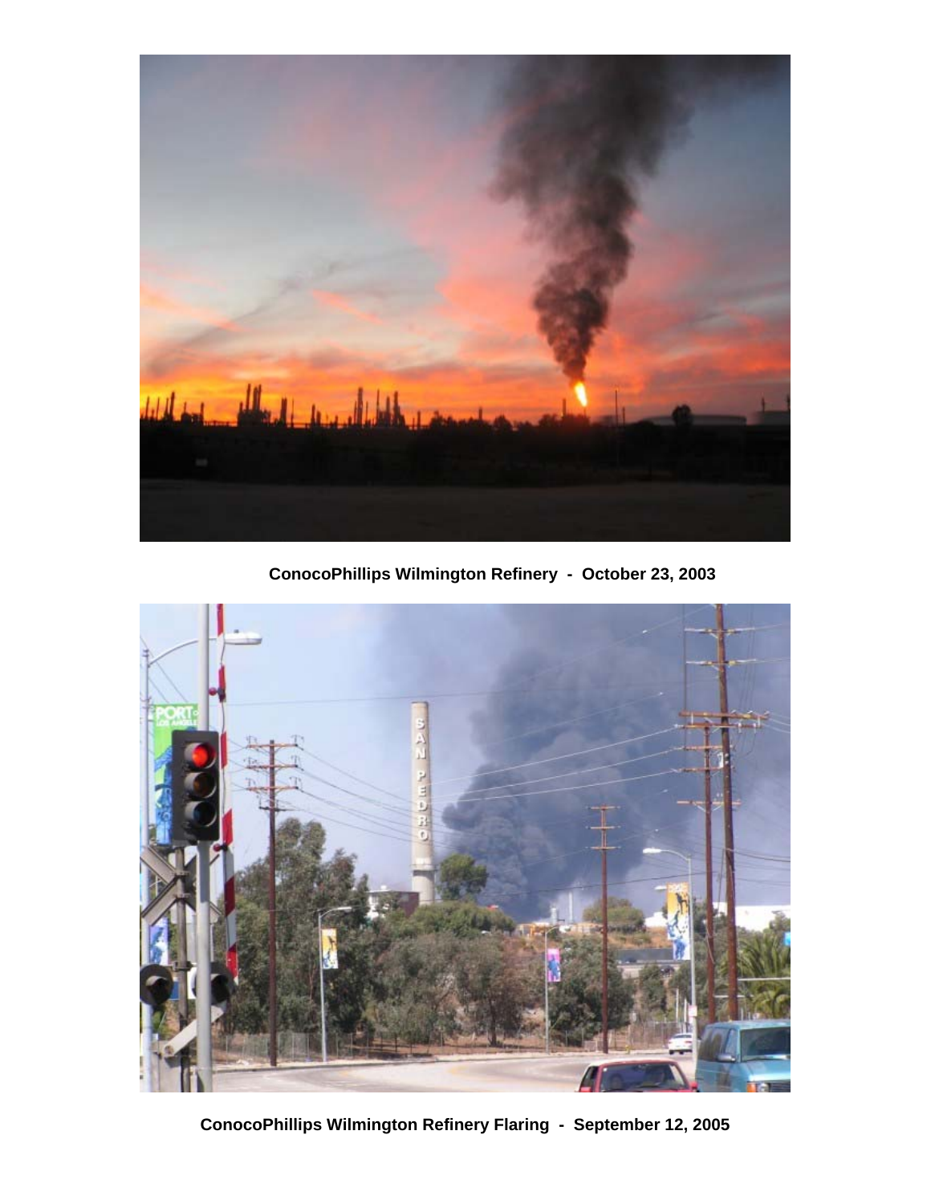**ConocoPhillips Wilmington Refinery - October 23, 2003**

**ConocoPhillips Wilmington Refinery Flaring - September 12, 2005**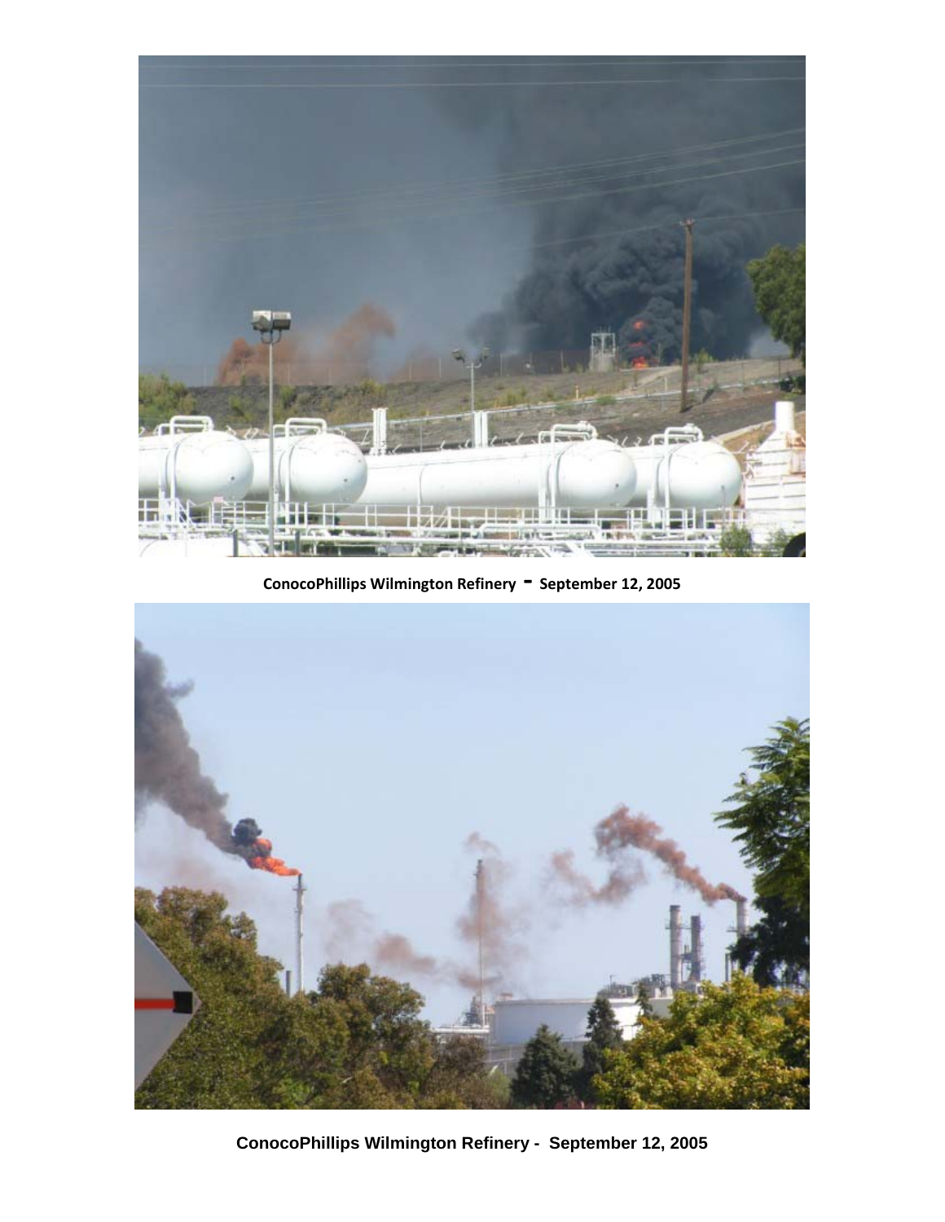ConocoPhillips Wilmington Refinery - September 12, 2005

ConocoPhillips Wilmington Refinery - September 12, 2005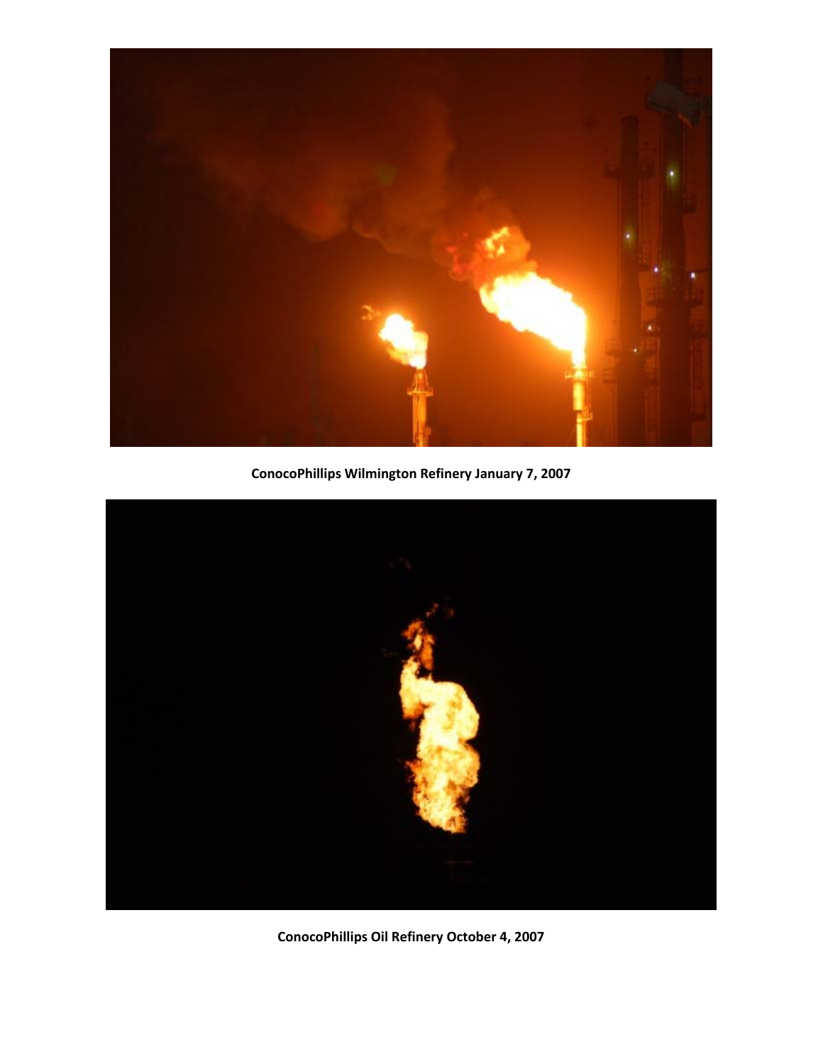**ConocoPhillips Wilmington Refinery January 7, 2007**

**ConocoPhillips Oil Refinery October 4, 2007**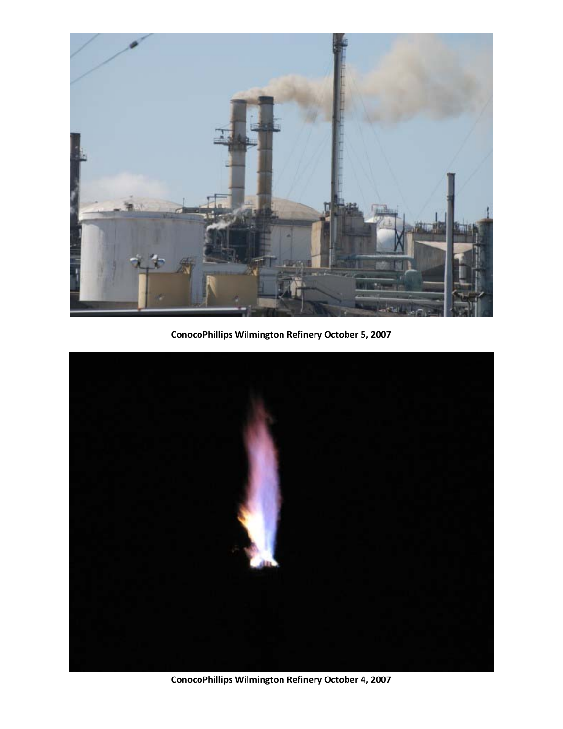**ConocoPhillips Wilmington Refinery October 5, 2007**

**ConocoPhillips Wilmington Refinery October 4, 2007**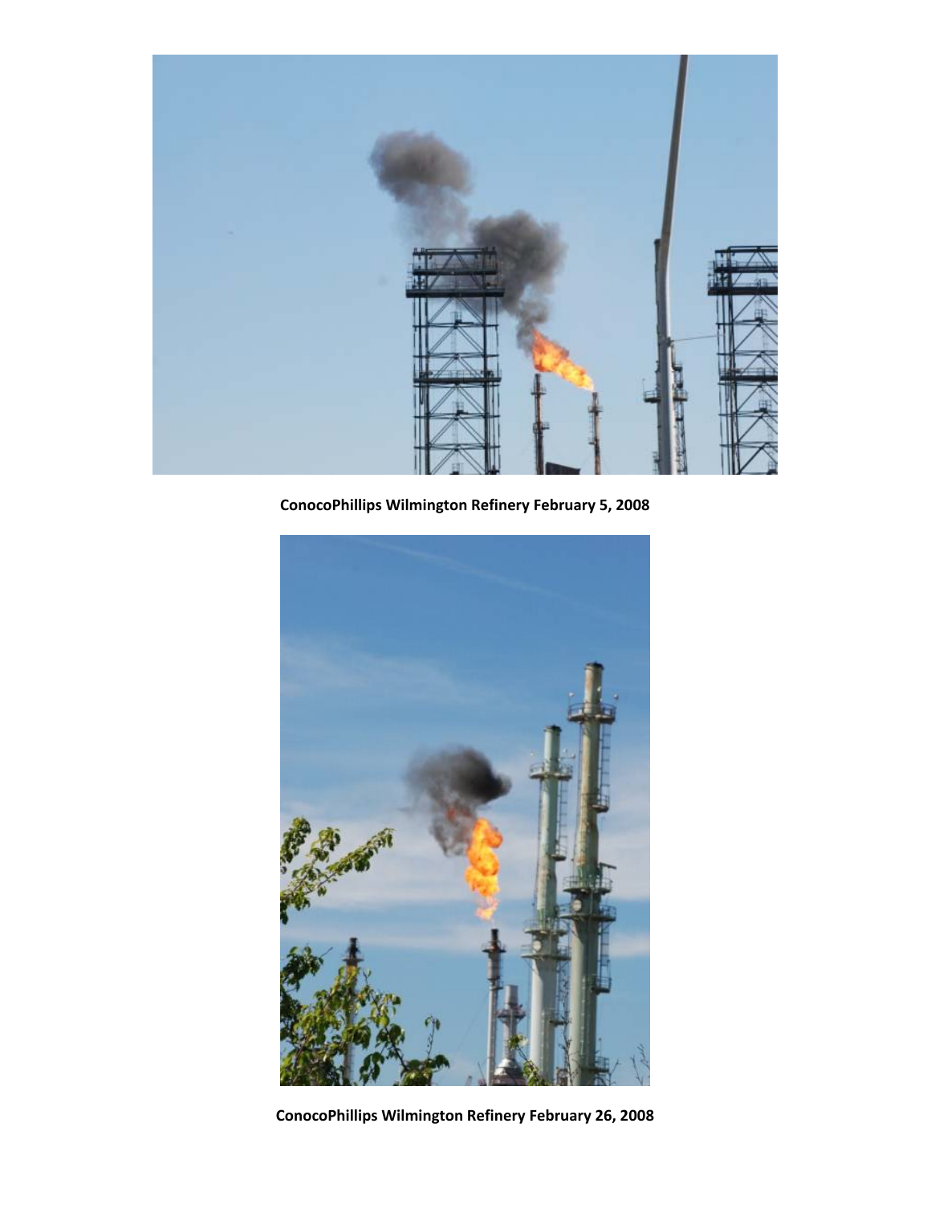**ConocoPhillips Wilmington Refinery February 5, 2008**

**ConocoPhillips Wilmington Refinery February 26, 2008**